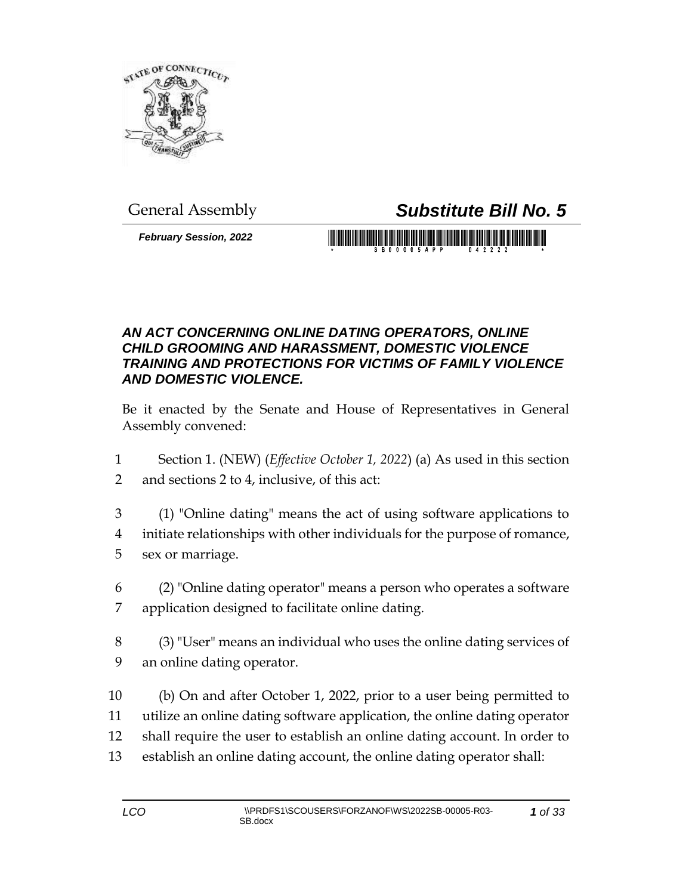General Assembly

# Substitute Bill No. 5

*February Session, 2022*

### *AN ACT CONCERNING ONLINE DATING OPERATORS, ONLINE CHILD GROOMING AND HARASSMENT, DOMESTIC VIOLENCE TRAINING AND PROTECTIONS FOR VICTIMS OF FAMILY VIOLENCE AND DOMESTIC VIOLENCE.*

Be it enacted by the Senate and House of Representatives in General Assembly convened:

1 Section 1. (NEW) (*Effective October 1, 2022*) (a) As used in this section
2 and sections 2 to 4, inclusive, of this act:

3 (1) "Online dating" means the act of using software applications to
4 initiate relationships with other individuals for the purpose of romance,
5 sex or marriage.

6 (2) "Online dating operator" means a person who operates a software
7 application designed to facilitate online dating.

8 (3) "User" means an individual who uses the online dating services of
9 an online dating operator.

10 (b) On and after October 1, 2022, prior to a user being permitted to
11 utilize an online dating software application, the online dating operator
12 shall require the user to establish an online dating account. In order to
13 establish an online dating account, the online dating operator shall: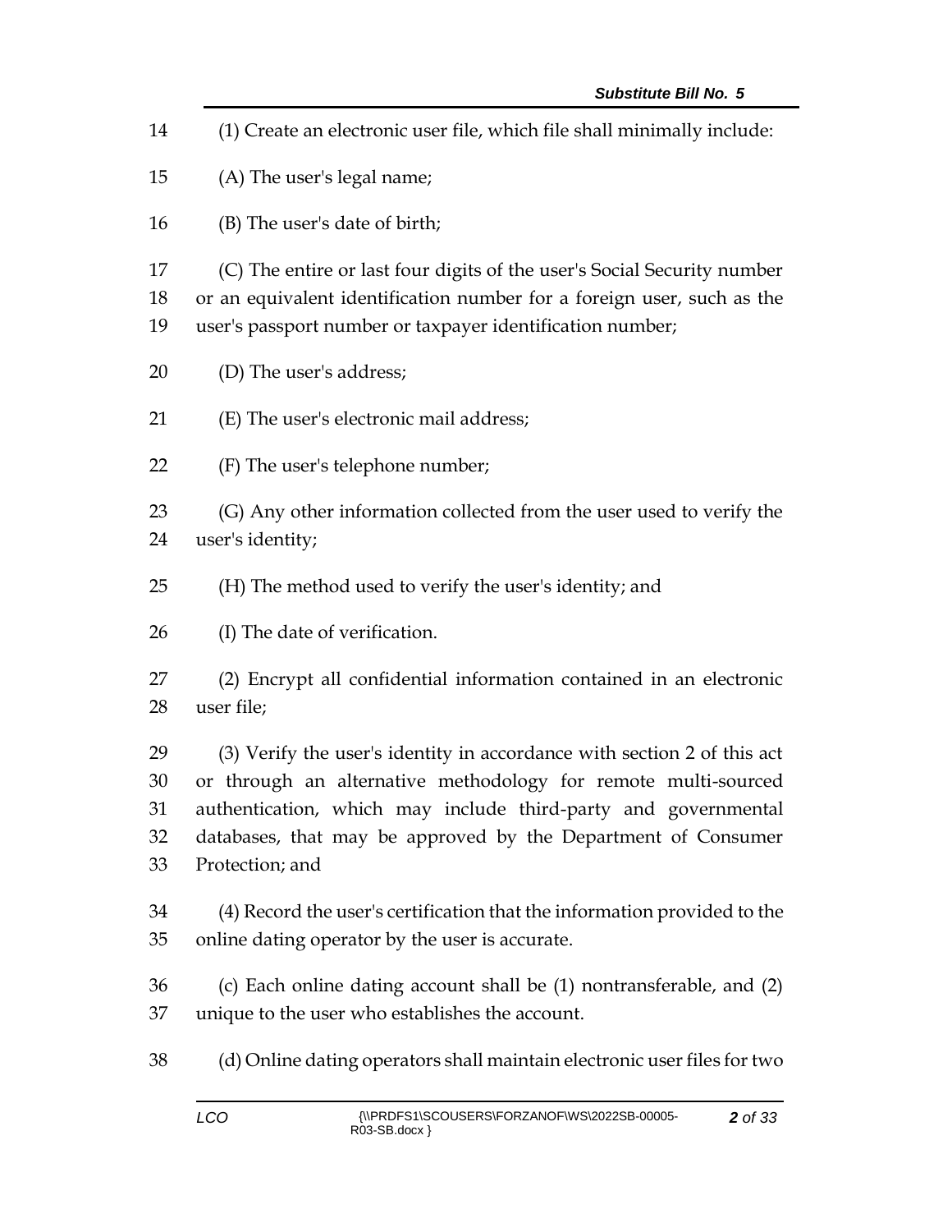(1) Create an electronic user file, which file shall minimally include:

(A) The user's legal name;

(B) The user's date of birth;

(C) The entire or last four digits of the user's Social Security number or an equivalent identification number for a foreign user, such as the user's passport number or taxpayer identification number;

(D) The user's address;

(E) The user's electronic mail address;

(F) The user's telephone number;

(G) Any other information collected from the user used to verify the user's identity;

(H) The method used to verify the user's identity; and

(I) The date of verification.

(2) Encrypt all confidential information contained in an electronic user file;

(3) Verify the user's identity in accordance with section 2 of this act or through an alternative methodology for remote multi-sourced authentication, which may include third-party and governmental databases, that may be approved by the Department of Consumer Protection; and

(4) Record the user's certification that the information provided to the online dating operator by the user is accurate.

(c) Each online dating account shall be (1) nontransferable, and (2) unique to the user who establishes the account.

(d) Online dating operators shall maintain electronic user files for two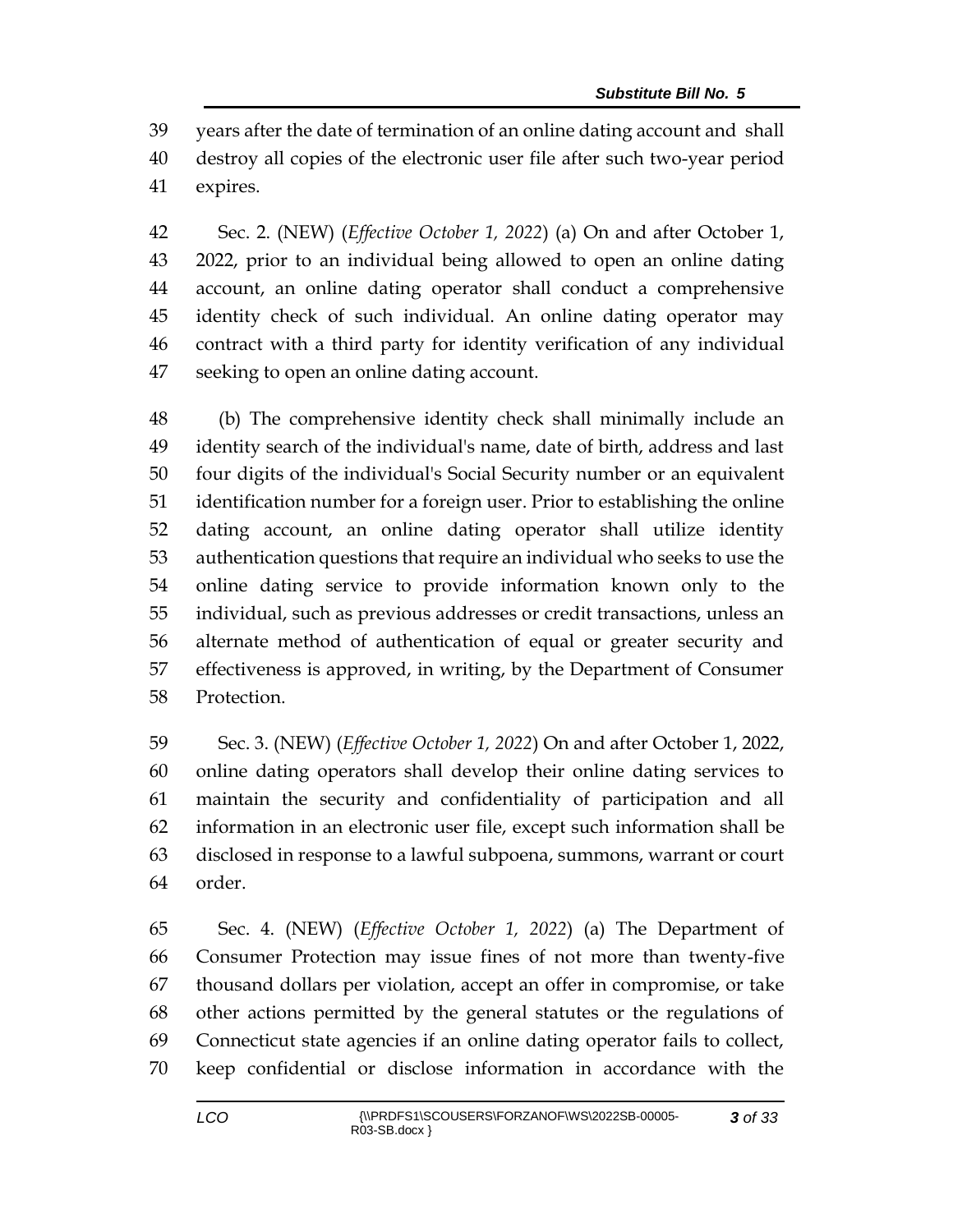years after the date of termination of an online dating account and shall destroy all copies of the electronic user file after such two-year period expires.

Sec. 2. (NEW) (*Effective October 1, 2022*) (a) On and after October 1, 2022, prior to an individual being allowed to open an online dating account, an online dating operator shall conduct a comprehensive identity check of such individual. An online dating operator may contract with a third party for identity verification of any individual seeking to open an online dating account.

(b) The comprehensive identity check shall minimally include an identity search of the individual's name, date of birth, address and last four digits of the individual's Social Security number or an equivalent identification number for a foreign user. Prior to establishing the online dating account, an online dating operator shall utilize identity authentication questions that require an individual who seeks to use the online dating service to provide information known only to the individual, such as previous addresses or credit transactions, unless an alternate method of authentication of equal or greater security and effectiveness is approved, in writing, by the Department of Consumer Protection.

Sec. 3. (NEW) (*Effective October 1, 2022*) On and after October 1, 2022, online dating operators shall develop their online dating services to maintain the security and confidentiality of participation and all information in an electronic user file, except such information shall be disclosed in response to a lawful subpoena, summons, warrant or court order.

Sec. 4. (NEW) (*Effective October 1, 2022*) (a) The Department of Consumer Protection may issue fines of not more than twenty-five thousand dollars per violation, accept an offer in compromise, or take other actions permitted by the general statutes or the regulations of Connecticut state agencies if an online dating operator fails to collect, keep confidential or disclose information in accordance with the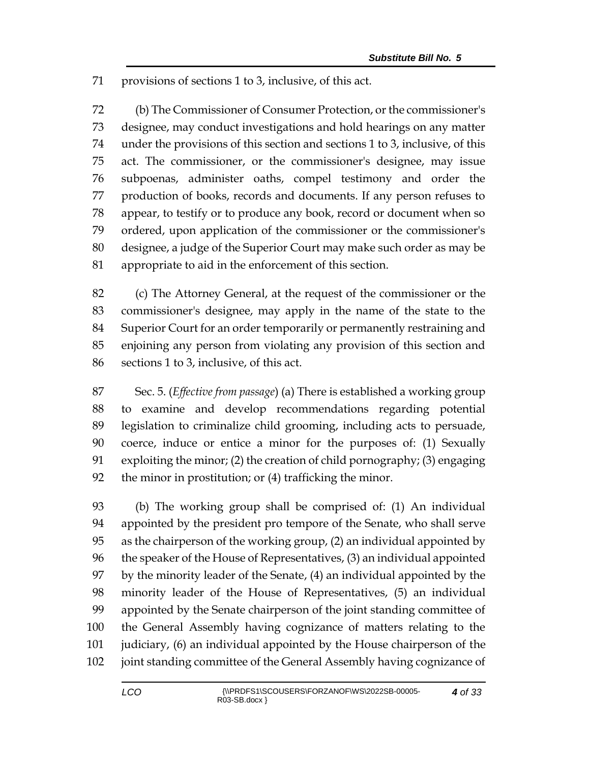provisions of sections 1 to 3, inclusive, of this act.

(b) The Commissioner of Consumer Protection, or the commissioner's designee, may conduct investigations and hold hearings on any matter under the provisions of this section and sections 1 to 3, inclusive, of this act. The commissioner, or the commissioner's designee, may issue subpoenas, administer oaths, compel testimony and order the production of books, records and documents. If any person refuses to appear, to testify or to produce any book, record or document when so ordered, upon application of the commissioner or the commissioner's designee, a judge of the Superior Court may make such order as may be appropriate to aid in the enforcement of this section.

(c) The Attorney General, at the request of the commissioner or the commissioner's designee, may apply in the name of the state to the Superior Court for an order temporarily or permanently restraining and enjoining any person from violating any provision of this section and sections 1 to 3, inclusive, of this act.

Sec. 5. (*Effective from passage*) (a) There is established a working group to examine and develop recommendations regarding potential legislation to criminalize child grooming, including acts to persuade, coerce, induce or entice a minor for the purposes of: (1) Sexually exploiting the minor; (2) the creation of child pornography; (3) engaging the minor in prostitution; or (4) trafficking the minor.

(b) The working group shall be comprised of: (1) An individual appointed by the president pro tempore of the Senate, who shall serve as the chairperson of the working group, (2) an individual appointed by the speaker of the House of Representatives, (3) an individual appointed by the minority leader of the Senate, (4) an individual appointed by the minority leader of the House of Representatives, (5) an individual appointed by the Senate chairperson of the joint standing committee of the General Assembly having cognizance of matters relating to the judiciary, (6) an individual appointed by the House chairperson of the joint standing committee of the General Assembly having cognizance of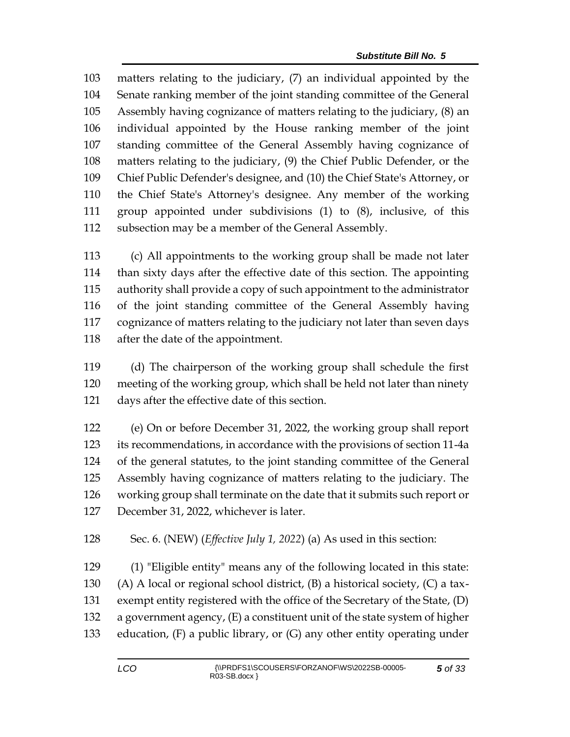matters relating to the judiciary, (7) an individual appointed by the Senate ranking member of the joint standing committee of the General Assembly having cognizance of matters relating to the judiciary, (8) an individual appointed by the House ranking member of the joint standing committee of the General Assembly having cognizance of matters relating to the judiciary, (9) the Chief Public Defender, or the Chief Public Defender's designee, and (10) the Chief State's Attorney, or the Chief State's Attorney's designee. Any member of the working group appointed under subdivisions (1) to (8), inclusive, of this subsection may be a member of the General Assembly.

(c) All appointments to the working group shall be made not later than sixty days after the effective date of this section. The appointing authority shall provide a copy of such appointment to the administrator of the joint standing committee of the General Assembly having cognizance of matters relating to the judiciary not later than seven days after the date of the appointment.

(d) The chairperson of the working group shall schedule the first meeting of the working group, which shall be held not later than ninety days after the effective date of this section.

(e) On or before December 31, 2022, the working group shall report its recommendations, in accordance with the provisions of section 11-4a of the general statutes, to the joint standing committee of the General Assembly having cognizance of matters relating to the judiciary. The working group shall terminate on the date that it submits such report or December 31, 2022, whichever is later.

Sec. 6. (NEW) (*Effective July 1, 2022*) (a) As used in this section:

(1) "Eligible entity" means any of the following located in this state: (A) A local or regional school district, (B) a historical society, (C) a tax-exempt entity registered with the office of the Secretary of the State, (D) a government agency, (E) a constituent unit of the state system of higher education, (F) a public library, or (G) any other entity operating under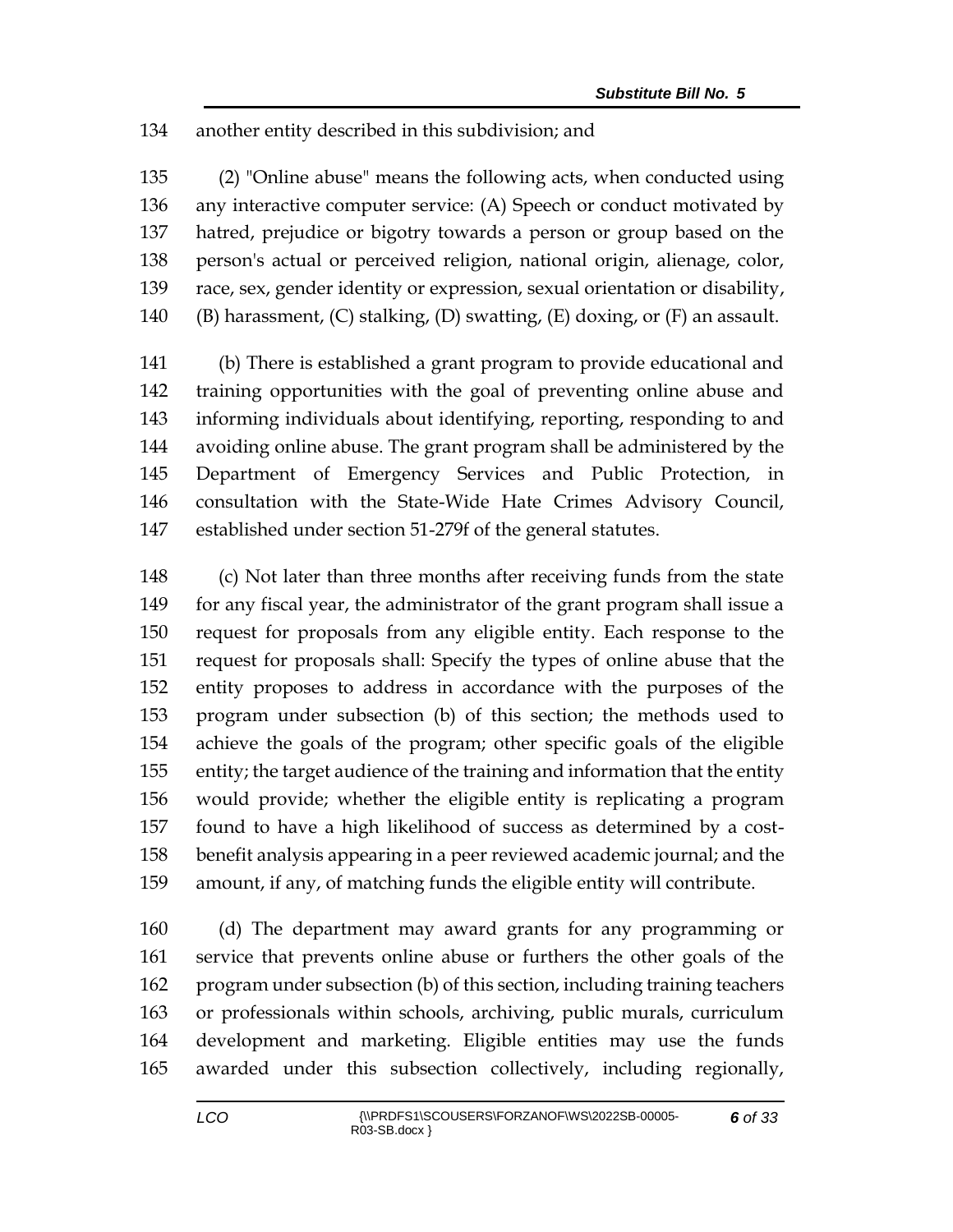another entity described in this subdivision; and

(2) "Online abuse" means the following acts, when conducted using any interactive computer service: (A) Speech or conduct motivated by hatred, prejudice or bigotry towards a person or group based on the person's actual or perceived religion, national origin, alienage, color, race, sex, gender identity or expression, sexual orientation or disability, (B) harassment, (C) stalking, (D) swatting, (E) doxing, or (F) an assault.

(b) There is established a grant program to provide educational and training opportunities with the goal of preventing online abuse and informing individuals about identifying, reporting, responding to and avoiding online abuse. The grant program shall be administered by the Department of Emergency Services and Public Protection, in consultation with the State-Wide Hate Crimes Advisory Council, established under section 51-279f of the general statutes.

(c) Not later than three months after receiving funds from the state for any fiscal year, the administrator of the grant program shall issue a request for proposals from any eligible entity. Each response to the request for proposals shall: Specify the types of online abuse that the entity proposes to address in accordance with the purposes of the program under subsection (b) of this section; the methods used to achieve the goals of the program; other specific goals of the eligible entity; the target audience of the training and information that the entity would provide; whether the eligible entity is replicating a program found to have a high likelihood of success as determined by a cost-benefit analysis appearing in a peer reviewed academic journal; and the amount, if any, of matching funds the eligible entity will contribute.

(d) The department may award grants for any programming or service that prevents online abuse or furthers the other goals of the program under subsection (b) of this section, including training teachers or professionals within schools, archiving, public murals, curriculum development and marketing. Eligible entities may use the funds awarded under this subsection collectively, including regionally,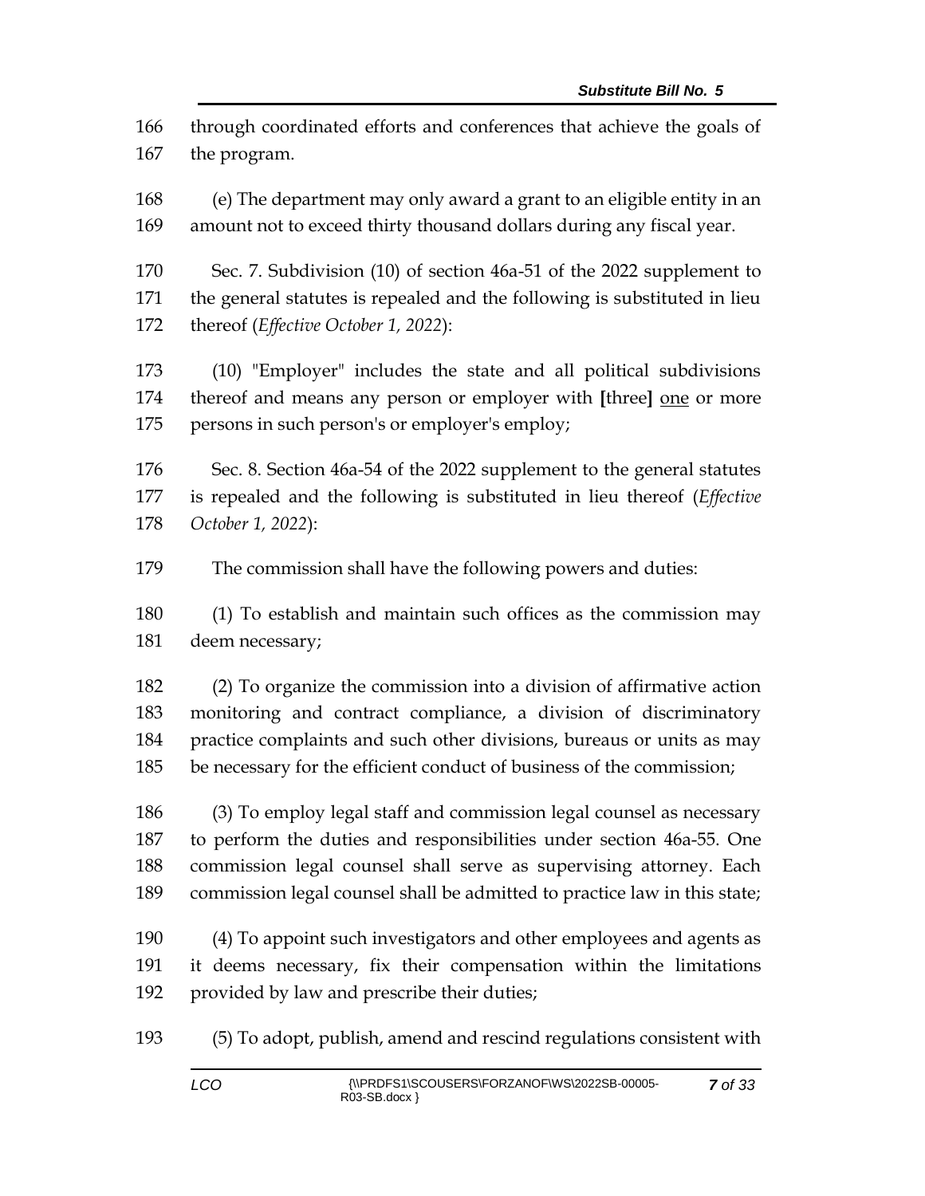through coordinated efforts and conferences that achieve the goals of the program.

(e) The department may only award a grant to an eligible entity in an amount not to exceed thirty thousand dollars during any fiscal year.

Sec. 7. Subdivision (10) of section 46a-51 of the 2022 supplement to the general statutes is repealed and the following is substituted in lieu thereof (*Effective October 1, 2022*):

(10) "Employer" includes the state and all political subdivisions thereof and means any person or employer with **[**three**]** <u>one</u> or more persons in such person's or employer's employ;

Sec. 8. Section 46a-54 of the 2022 supplement to the general statutes is repealed and the following is substituted in lieu thereof (*Effective October 1, 2022*):

The commission shall have the following powers and duties:

(1) To establish and maintain such offices as the commission may deem necessary;

(2) To organize the commission into a division of affirmative action monitoring and contract compliance, a division of discriminatory practice complaints and such other divisions, bureaus or units as may be necessary for the efficient conduct of business of the commission;

(3) To employ legal staff and commission legal counsel as necessary to perform the duties and responsibilities under section 46a-55. One commission legal counsel shall serve as supervising attorney. Each commission legal counsel shall be admitted to practice law in this state;

(4) To appoint such investigators and other employees and agents as it deems necessary, fix their compensation within the limitations provided by law and prescribe their duties;

(5) To adopt, publish, amend and rescind regulations consistent with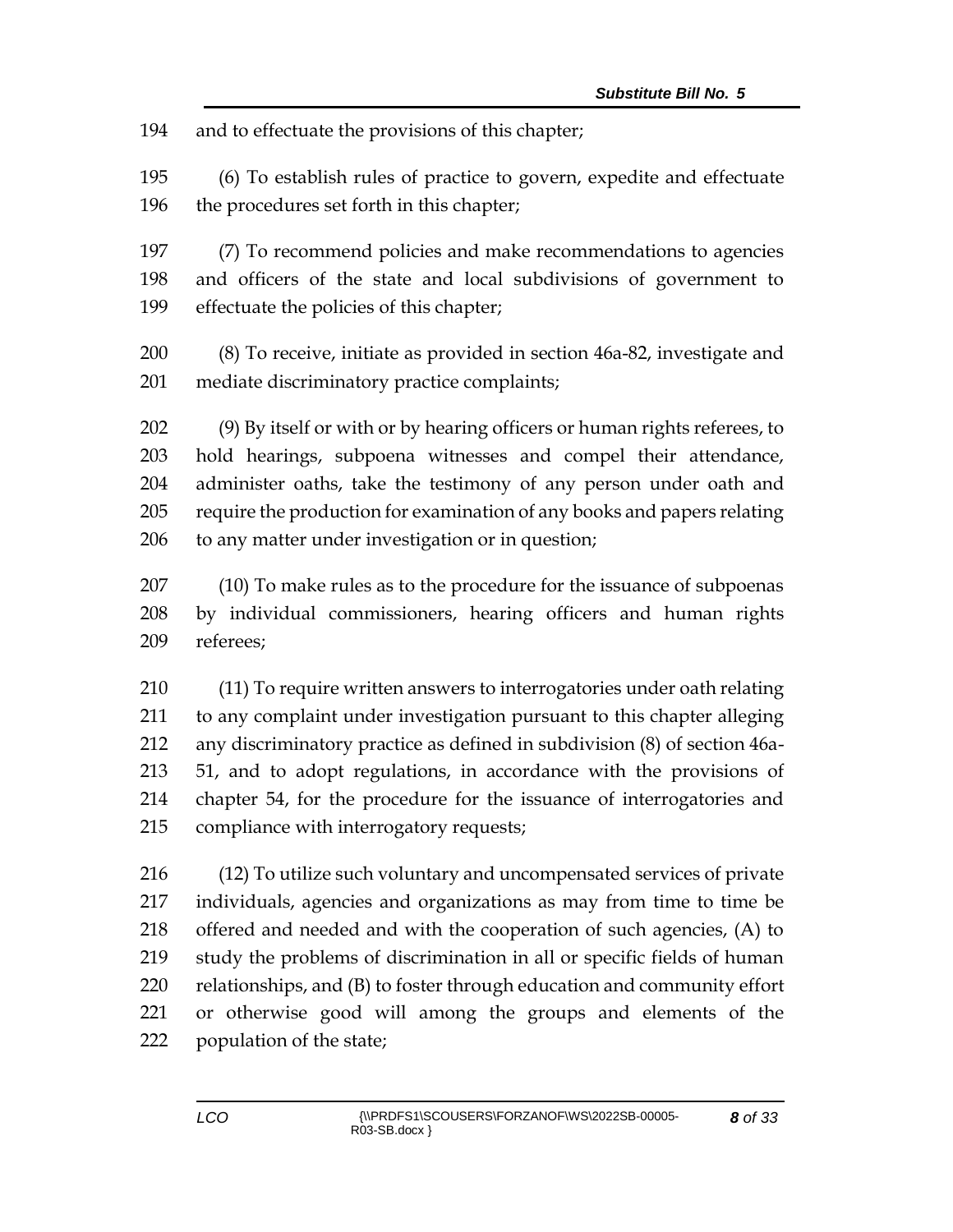and to effectuate the provisions of this chapter;

(6) To establish rules of practice to govern, expedite and effectuate the procedures set forth in this chapter;

(7) To recommend policies and make recommendations to agencies and officers of the state and local subdivisions of government to effectuate the policies of this chapter;

(8) To receive, initiate as provided in section 46a-82, investigate and mediate discriminatory practice complaints;

(9) By itself or with or by hearing officers or human rights referees, to hold hearings, subpoena witnesses and compel their attendance, administer oaths, take the testimony of any person under oath and require the production for examination of any books and papers relating to any matter under investigation or in question;

(10) To make rules as to the procedure for the issuance of subpoenas by individual commissioners, hearing officers and human rights referees;

(11) To require written answers to interrogatories under oath relating to any complaint under investigation pursuant to this chapter alleging any discriminatory practice as defined in subdivision (8) of section 46a-51, and to adopt regulations, in accordance with the provisions of chapter 54, for the procedure for the issuance of interrogatories and compliance with interrogatory requests;

(12) To utilize such voluntary and uncompensated services of private individuals, agencies and organizations as may from time to time be offered and needed and with the cooperation of such agencies, (A) to study the problems of discrimination in all or specific fields of human relationships, and (B) to foster through education and community effort or otherwise good will among the groups and elements of the population of the state;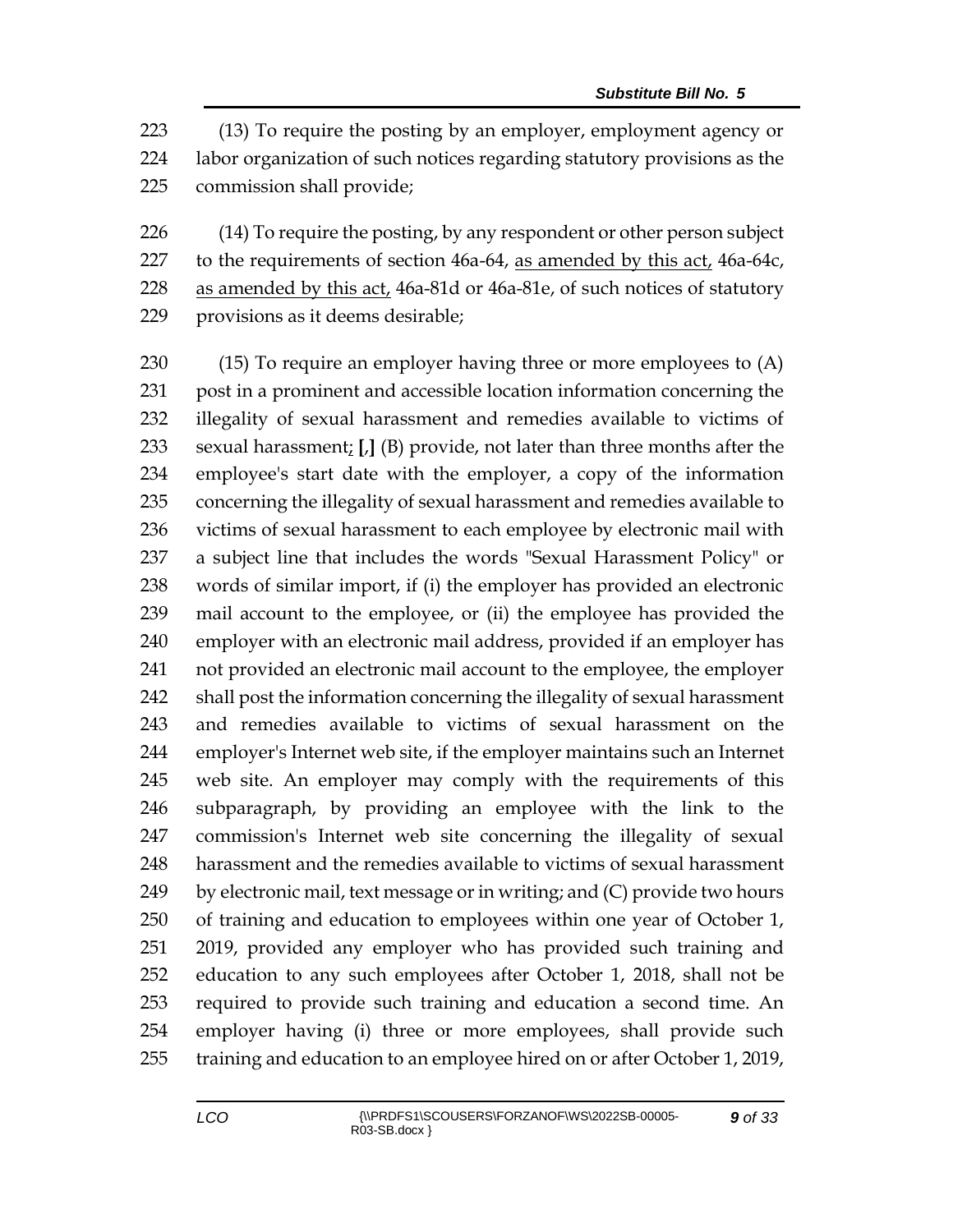(13) To require the posting by an employer, employment agency or labor organization of such notices regarding statutory provisions as the commission shall provide;

(14) To require the posting, by any respondent or other person subject to the requirements of section 46a-64, as amended by this act, 46a-64c, as amended by this act, 46a-81d or 46a-81e, of such notices of statutory provisions as it deems desirable;

(15) To require an employer having three or more employees to (A) post in a prominent and accessible location information concerning the illegality of sexual harassment and remedies available to victims of sexual harassment; [,] (B) provide, not later than three months after the employee's start date with the employer, a copy of the information concerning the illegality of sexual harassment and remedies available to victims of sexual harassment to each employee by electronic mail with a subject line that includes the words "Sexual Harassment Policy" or words of similar import, if (i) the employer has provided an electronic mail account to the employee, or (ii) the employee has provided the employer with an electronic mail address, provided if an employer has not provided an electronic mail account to the employee, the employer shall post the information concerning the illegality of sexual harassment and remedies available to victims of sexual harassment on the employer's Internet web site, if the employer maintains such an Internet web site. An employer may comply with the requirements of this subparagraph, by providing an employee with the link to the commission's Internet web site concerning the illegality of sexual harassment and the remedies available to victims of sexual harassment by electronic mail, text message or in writing; and (C) provide two hours of training and education to employees within one year of October 1, 2019, provided any employer who has provided such training and education to any such employees after October 1, 2018, shall not be required to provide such training and education a second time. An employer having (i) three or more employees, shall provide such training and education to an employee hired on or after October 1, 2019,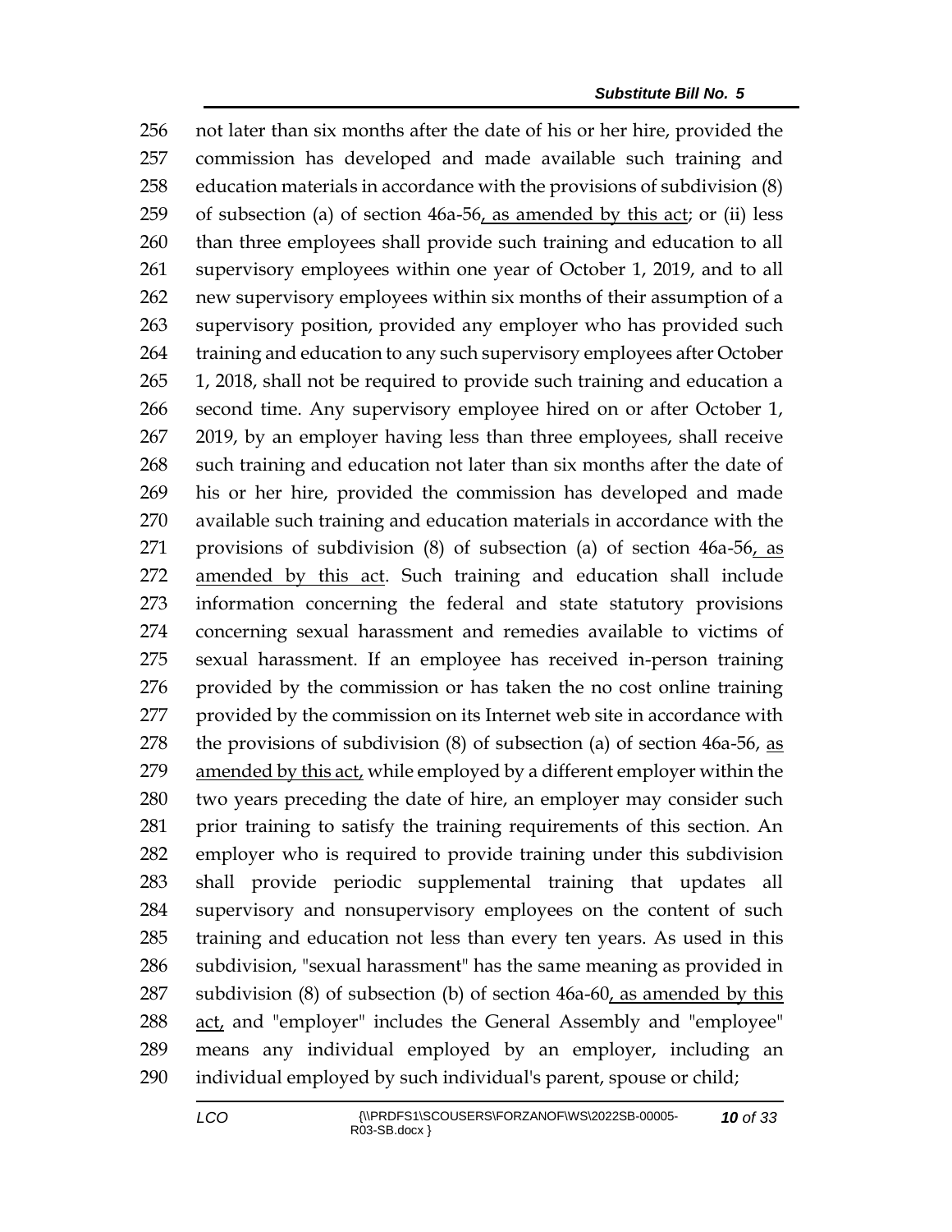not later than six months after the date of his or her hire, provided the commission has developed and made available such training and education materials in accordance with the provisions of subdivision (8) of subsection (a) of section 46a-56, as amended by this act; or (ii) less than three employees shall provide such training and education to all supervisory employees within one year of October 1, 2019, and to all new supervisory employees within six months of their assumption of a supervisory position, provided any employer who has provided such training and education to any such supervisory employees after October 1, 2018, shall not be required to provide such training and education a second time. Any supervisory employee hired on or after October 1, 2019, by an employer having less than three employees, shall receive such training and education not later than six months after the date of his or her hire, provided the commission has developed and made available such training and education materials in accordance with the provisions of subdivision (8) of subsection (a) of section 46a-56, as amended by this act. Such training and education shall include information concerning the federal and state statutory provisions concerning sexual harassment and remedies available to victims of sexual harassment. If an employee has received in-person training provided by the commission or has taken the no cost online training provided by the commission on its Internet web site in accordance with the provisions of subdivision (8) of subsection (a) of section 46a-56, as amended by this act, while employed by a different employer within the two years preceding the date of hire, an employer may consider such prior training to satisfy the training requirements of this section. An employer who is required to provide training under this subdivision shall provide periodic supplemental training that updates all supervisory and nonsupervisory employees on the content of such training and education not less than every ten years. As used in this subdivision, "sexual harassment" has the same meaning as provided in subdivision (8) of subsection (b) of section 46a-60, as amended by this act, and "employer" includes the General Assembly and "employee" means any individual employed by an employer, including an individual employed by such individual's parent, spouse or child;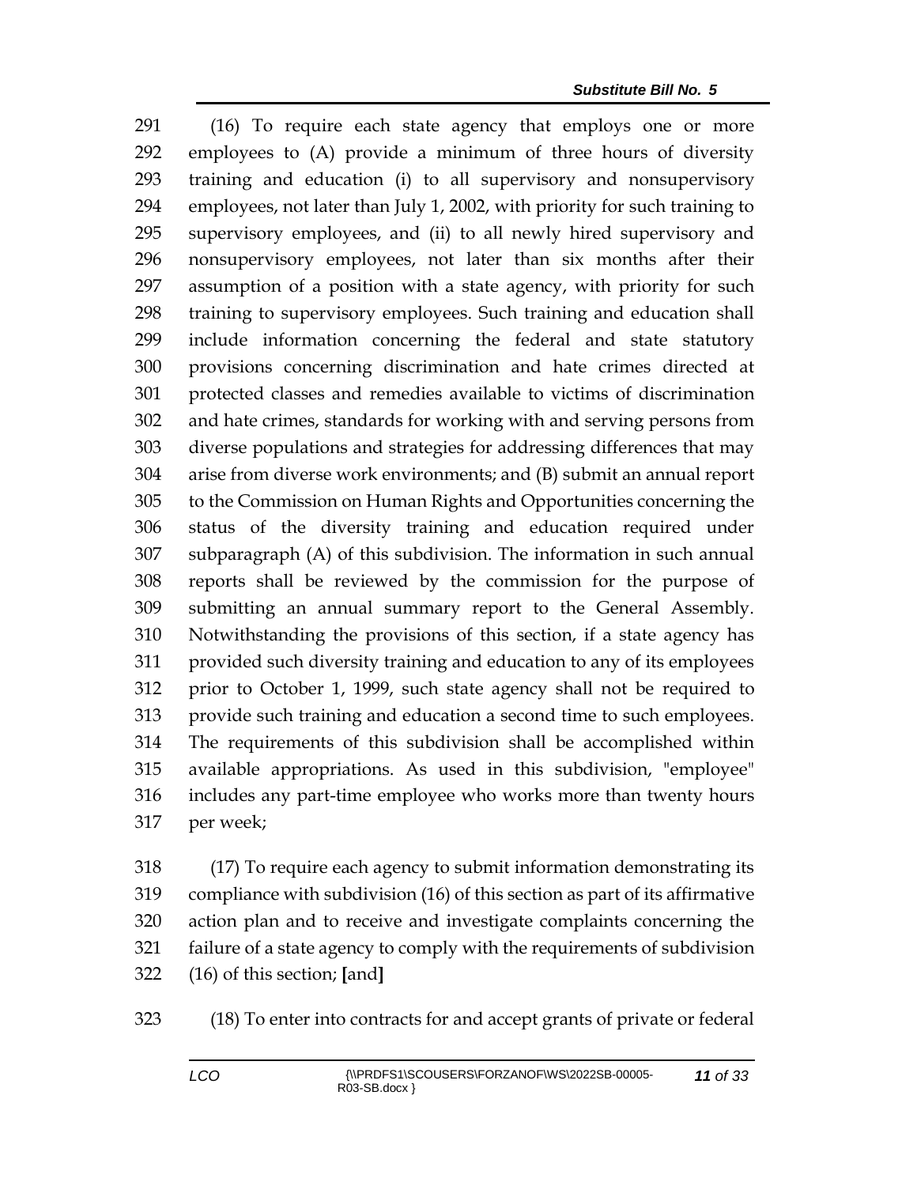(16) To require each state agency that employs one or more employees to (A) provide a minimum of three hours of diversity training and education (i) to all supervisory and nonsupervisory employees, not later than July 1, 2002, with priority for such training to supervisory employees, and (ii) to all newly hired supervisory and nonsupervisory employees, not later than six months after their assumption of a position with a state agency, with priority for such training to supervisory employees. Such training and education shall include information concerning the federal and state statutory provisions concerning discrimination and hate crimes directed at protected classes and remedies available to victims of discrimination and hate crimes, standards for working with and serving persons from diverse populations and strategies for addressing differences that may arise from diverse work environments; and (B) submit an annual report to the Commission on Human Rights and Opportunities concerning the status of the diversity training and education required under subparagraph (A) of this subdivision. The information in such annual reports shall be reviewed by the commission for the purpose of submitting an annual summary report to the General Assembly. Notwithstanding the provisions of this section, if a state agency has provided such diversity training and education to any of its employees prior to October 1, 1999, such state agency shall not be required to provide such training and education a second time to such employees. The requirements of this subdivision shall be accomplished within available appropriations. As used in this subdivision, "employee" includes any part-time employee who works more than twenty hours per week;

(17) To require each agency to submit information demonstrating its compliance with subdivision (16) of this section as part of its affirmative action plan and to receive and investigate complaints concerning the failure of a state agency to comply with the requirements of subdivision (16) of this section; **[**and**]**

(18) To enter into contracts for and accept grants of private or federal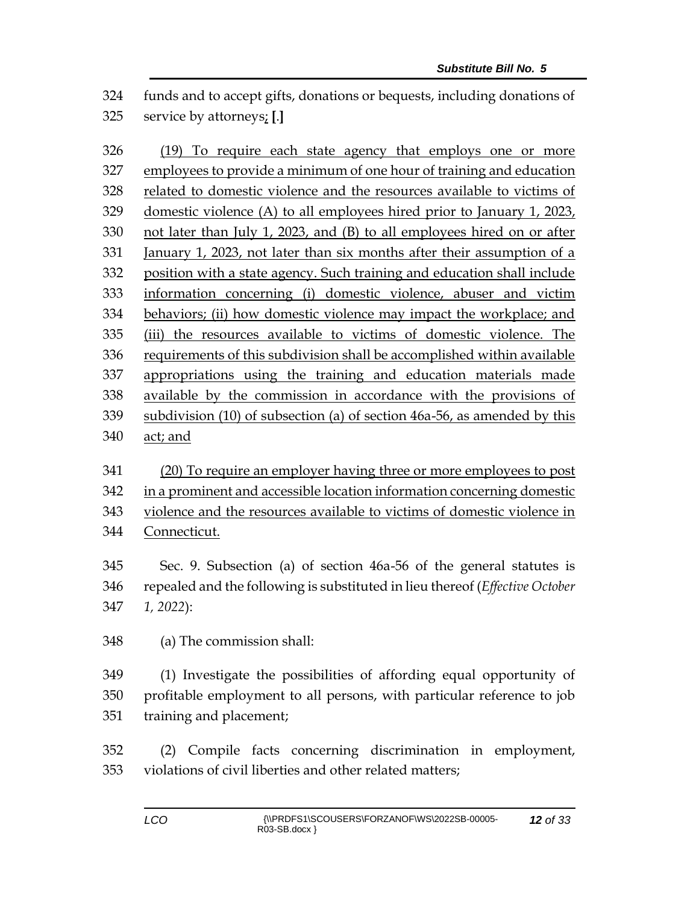324 funds and to accept gifts, donations or bequests, including donations of
325 service by attorneys; [.]

326 (19) To require each state agency that employs one or more
327 employees to provide a minimum of one hour of training and education
328 related to domestic violence and the resources available to victims of
329 domestic violence (A) to all employees hired prior to January 1, 2023,
330 not later than July 1, 2023, and (B) to all employees hired on or after
331 January 1, 2023, not later than six months after their assumption of a
332 position with a state agency. Such training and education shall include
333 information concerning (i) domestic violence, abuser and victim
334 behaviors; (ii) how domestic violence may impact the workplace; and
335 (iii) the resources available to victims of domestic violence. The
336 requirements of this subdivision shall be accomplished within available
337 appropriations using the training and education materials made
338 available by the commission in accordance with the provisions of
339 subdivision (10) of subsection (a) of section 46a-56, as amended by this
340 act; and

341 (20) To require an employer having three or more employees to post
342 in a prominent and accessible location information concerning domestic
343 violence and the resources available to victims of domestic violence in
344 Connecticut.

345 Sec. 9. Subsection (a) of section 46a-56 of the general statutes is
346 repealed and the following is substituted in lieu thereof (*Effective October*
347 *1, 2022*):

348 (a) The commission shall:

349 (1) Investigate the possibilities of affording equal opportunity of
350 profitable employment to all persons, with particular reference to job
351 training and placement;

352 (2) Compile facts concerning discrimination in employment,
353 violations of civil liberties and other related matters;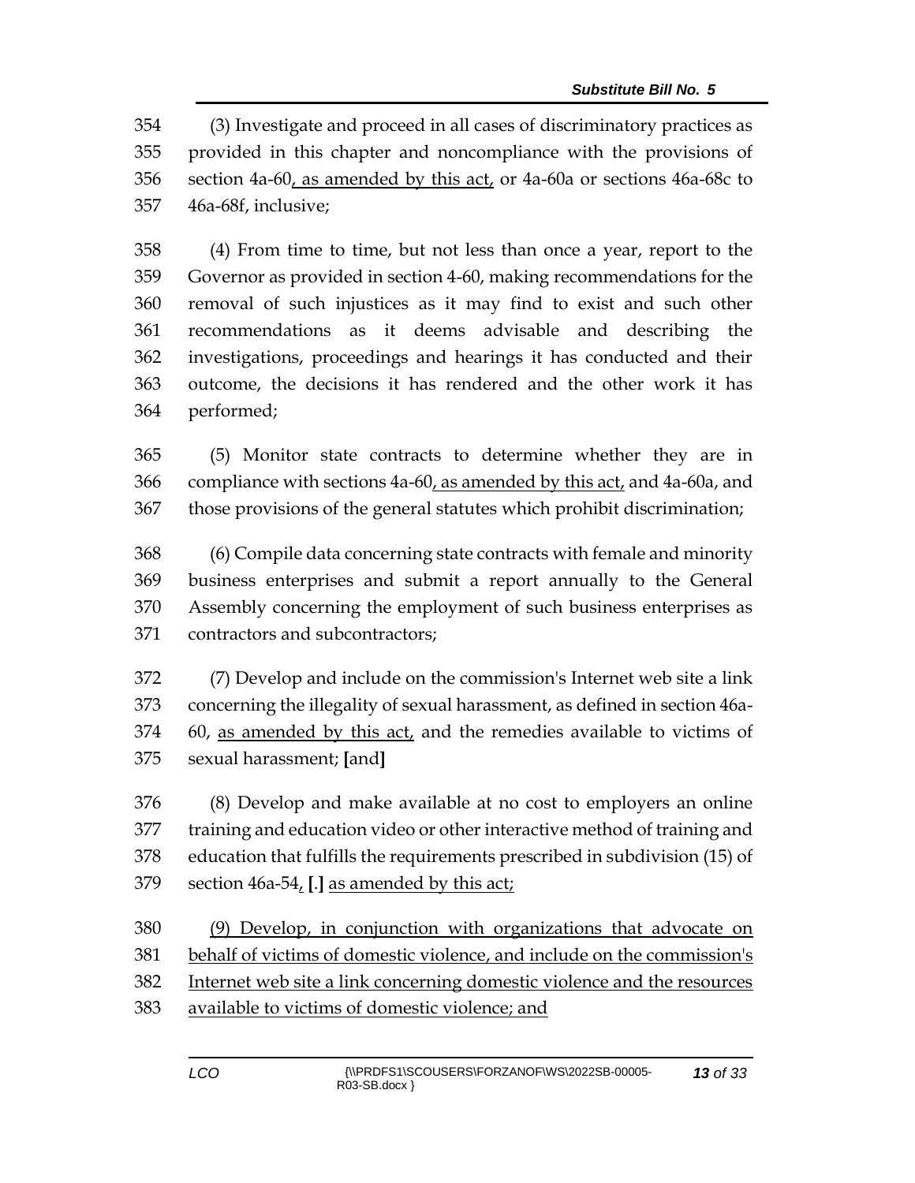354 (3) Investigate and proceed in all cases of discriminatory practices as
355 provided in this chapter and noncompliance with the provisions of
356 section 4a-60, as amended by this act, or 4a-60a or sections 46a-68c to
357 46a-68f, inclusive;

358 (4) From time to time, but not less than once a year, report to the
359 Governor as provided in section 4-60, making recommendations for the
360 removal of such injustices as it may find to exist and such other
361 recommendations as it deems advisable and describing the
362 investigations, proceedings and hearings it has conducted and their
363 outcome, the decisions it has rendered and the other work it has
364 performed;

365 (5) Monitor state contracts to determine whether they are in
366 compliance with sections 4a-60, as amended by this act, and 4a-60a, and
367 those provisions of the general statutes which prohibit discrimination;

368 (6) Compile data concerning state contracts with female and minority
369 business enterprises and submit a report annually to the General
370 Assembly concerning the employment of such business enterprises as
371 contractors and subcontractors;

372 (7) Develop and include on the commission's Internet web site a link
373 concerning the illegality of sexual harassment, as defined in section 46a-
374 60, as amended by this act, and the remedies available to victims of
375 sexual harassment; **[**and**]**

376 (8) Develop and make available at no cost to employers an online
377 training and education video or other interactive method of training and
378 education that fulfills the requirements prescribed in subdivision (15) of
379 section 46a-54, **[**.**]** as amended by this act;

380 (9) Develop, in conjunction with organizations that advocate on
381 behalf of victims of domestic violence, and include on the commission's
382 Internet web site a link concerning domestic violence and the resources
383 available to victims of domestic violence; and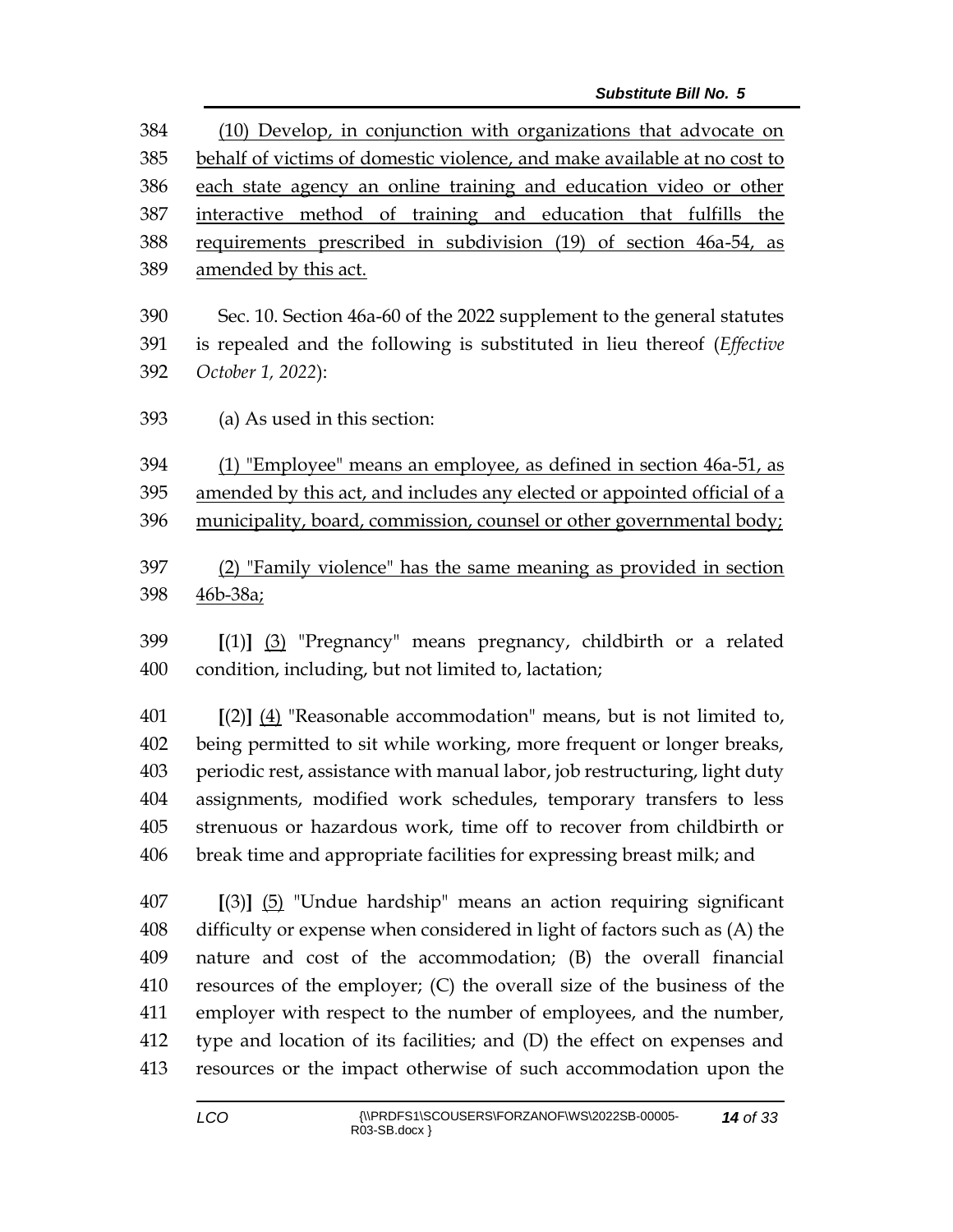(10) Develop, in conjunction with organizations that advocate on behalf of victims of domestic violence, and make available at no cost to each state agency an online training and education video or other interactive method of training and education that fulfills the requirements prescribed in subdivision (19) of section 46a-54, as amended by this act.

Sec. 10. Section 46a-60 of the 2022 supplement to the general statutes is repealed and the following is substituted in lieu thereof (*Effective October 1, 2022*):

(a) As used in this section:

(1) "Employee" means an employee, as defined in section 46a-51, as amended by this act, and includes any elected or appointed official of a municipality, board, commission, counsel or other governmental body;

(2) "Family violence" has the same meaning as provided in section 46b-38a;

[(1)] (3) "Pregnancy" means pregnancy, childbirth or a related condition, including, but not limited to, lactation;

[(2)] (4) "Reasonable accommodation" means, but is not limited to, being permitted to sit while working, more frequent or longer breaks, periodic rest, assistance with manual labor, job restructuring, light duty assignments, modified work schedules, temporary transfers to less strenuous or hazardous work, time off to recover from childbirth or break time and appropriate facilities for expressing breast milk; and

[(3)] (5) "Undue hardship" means an action requiring significant difficulty or expense when considered in light of factors such as (A) the nature and cost of the accommodation; (B) the overall financial resources of the employer; (C) the overall size of the business of the employer with respect to the number of employees, and the number, type and location of its facilities; and (D) the effect on expenses and resources or the impact otherwise of such accommodation upon the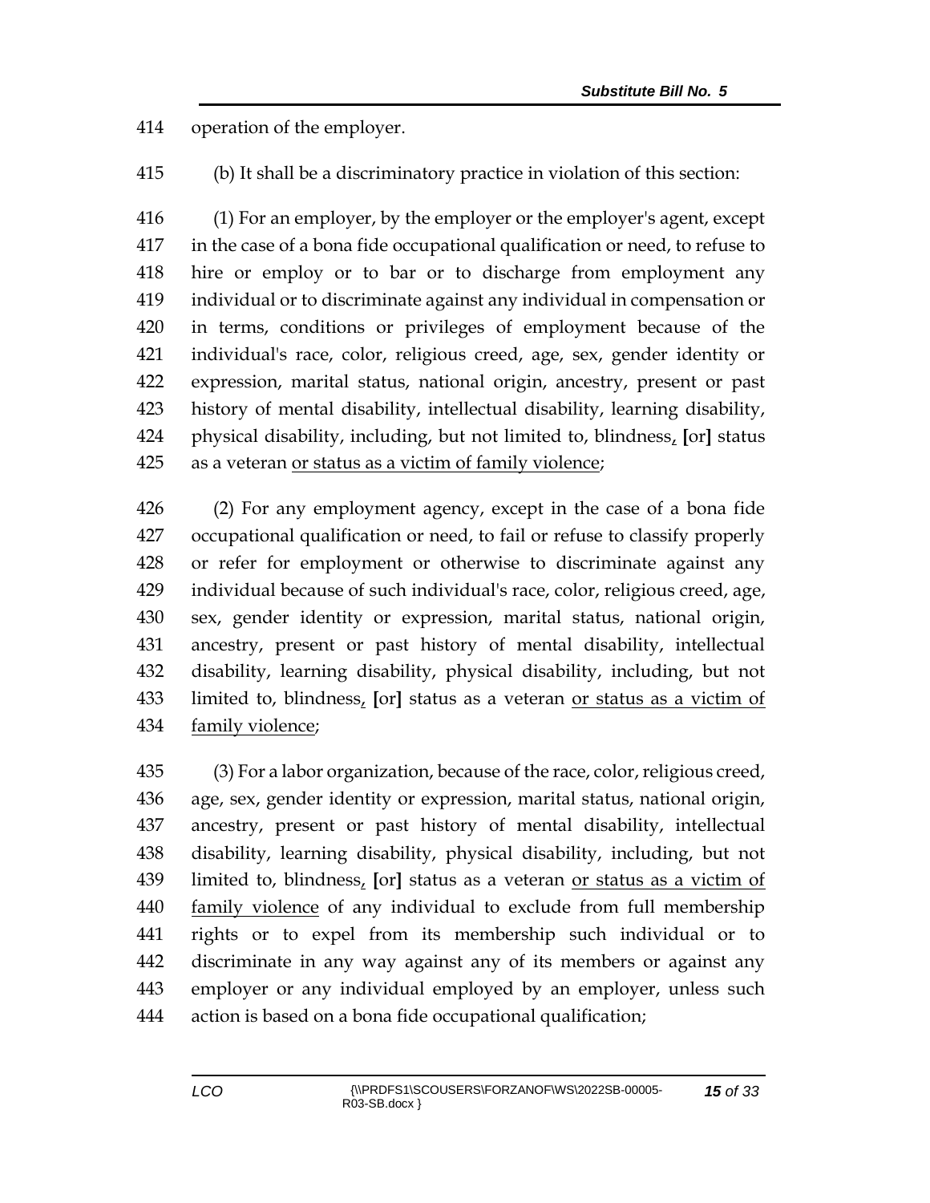operation of the employer.

(b) It shall be a discriminatory practice in violation of this section:

(1) For an employer, by the employer or the employer's agent, except in the case of a bona fide occupational qualification or need, to refuse to hire or employ or to bar or to discharge from employment any individual or to discriminate against any individual in compensation or in terms, conditions or privileges of employment because of the individual's race, color, religious creed, age, sex, gender identity or expression, marital status, national origin, ancestry, present or past history of mental disability, intellectual disability, learning disability, physical disability, including, but not limited to, blindness, [or] status as a veteran <u>or status as a victim of family violence</u>;

(2) For any employment agency, except in the case of a bona fide occupational qualification or need, to fail or refuse to classify properly or refer for employment or otherwise to discriminate against any individual because of such individual's race, color, religious creed, age, sex, gender identity or expression, marital status, national origin, ancestry, present or past history of mental disability, intellectual disability, learning disability, physical disability, including, but not limited to, blindness, [or] status as a veteran <u>or status as a victim of family violence</u>;

(3) For a labor organization, because of the race, color, religious creed, age, sex, gender identity or expression, marital status, national origin, ancestry, present or past history of mental disability, intellectual disability, learning disability, physical disability, including, but not limited to, blindness, [or] status as a veteran <u>or status as a victim of family violence</u> of any individual to exclude from full membership rights or to expel from its membership such individual or to discriminate in any way against any of its members or against any employer or any individual employed by an employer, unless such action is based on a bona fide occupational qualification;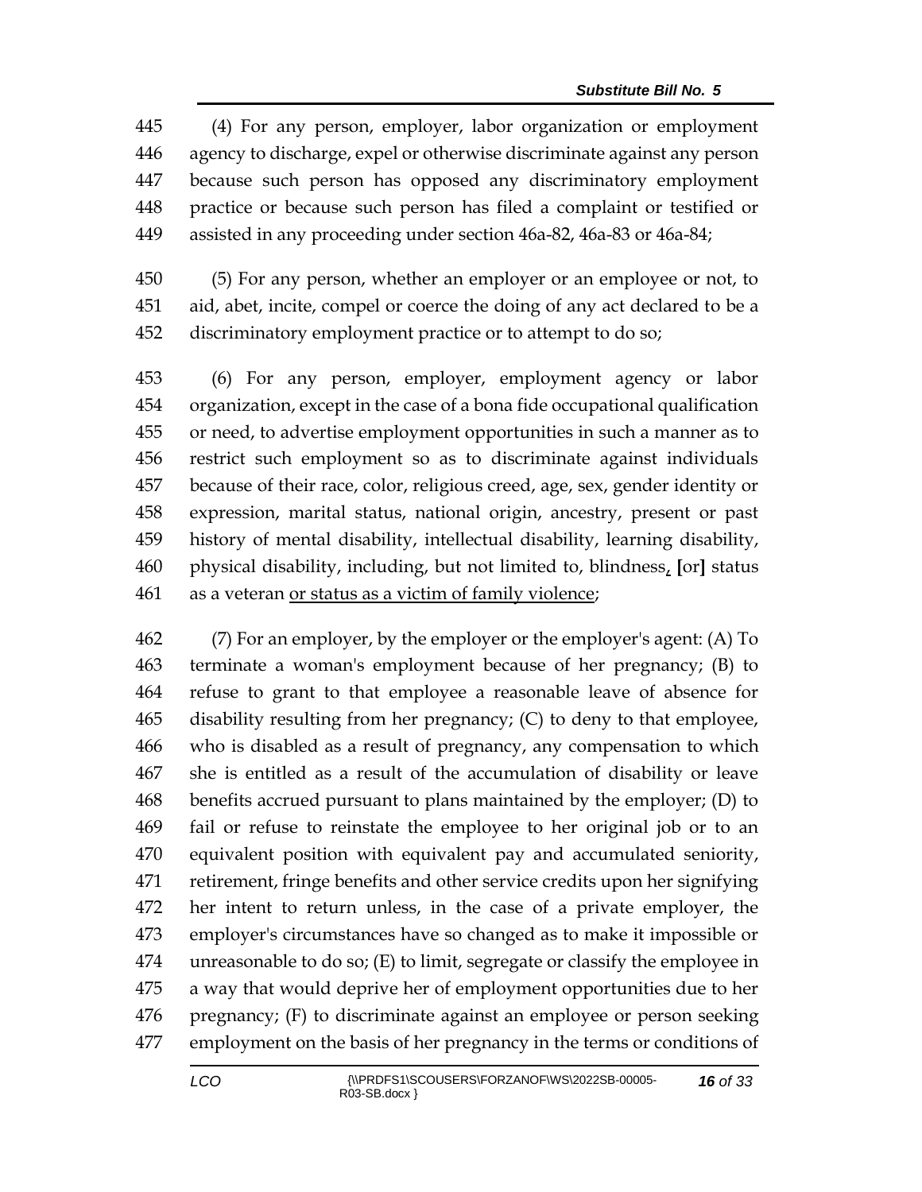445 (4) For any person, employer, labor organization or employment
446 agency to discharge, expel or otherwise discriminate against any person
447 because such person has opposed any discriminatory employment
448 practice or because such person has filed a complaint or testified or
449 assisted in any proceeding under section 46a-82, 46a-83 or 46a-84;

450 (5) For any person, whether an employer or an employee or not, to
451 aid, abet, incite, compel or coerce the doing of any act declared to be a
452 discriminatory employment practice or to attempt to do so;

453 (6) For any person, employer, employment agency or labor
454 organization, except in the case of a bona fide occupational qualification
455 or need, to advertise employment opportunities in such a manner as to
456 restrict such employment so as to discriminate against individuals
457 because of their race, color, religious creed, age, sex, gender identity or
458 expression, marital status, national origin, ancestry, present or past
459 history of mental disability, intellectual disability, learning disability,
460 physical disability, including, but not limited to, blindness<u>,</u> **[**or**]** status
461 as a veteran <u>or status as a victim of family violence</u>;

462 (7) For an employer, by the employer or the employer's agent: (A) To
463 terminate a woman's employment because of her pregnancy; (B) to
464 refuse to grant to that employee a reasonable leave of absence for
465 disability resulting from her pregnancy; (C) to deny to that employee,
466 who is disabled as a result of pregnancy, any compensation to which
467 she is entitled as a result of the accumulation of disability or leave
468 benefits accrued pursuant to plans maintained by the employer; (D) to
469 fail or refuse to reinstate the employee to her original job or to an
470 equivalent position with equivalent pay and accumulated seniority,
471 retirement, fringe benefits and other service credits upon her signifying
472 her intent to return unless, in the case of a private employer, the
473 employer's circumstances have so changed as to make it impossible or
474 unreasonable to do so; (E) to limit, segregate or classify the employee in
475 a way that would deprive her of employment opportunities due to her
476 pregnancy; (F) to discriminate against an employee or person seeking
477 employment on the basis of her pregnancy in the terms or conditions of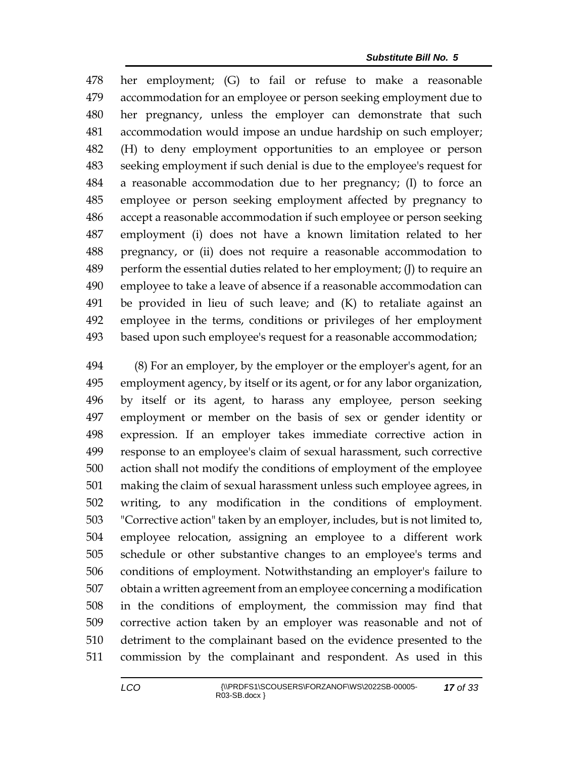her employment; (G) to fail or refuse to make a reasonable accommodation for an employee or person seeking employment due to her pregnancy, unless the employer can demonstrate that such accommodation would impose an undue hardship on such employer; (H) to deny employment opportunities to an employee or person seeking employment if such denial is due to the employee's request for a reasonable accommodation due to her pregnancy; (I) to force an employee or person seeking employment affected by pregnancy to accept a reasonable accommodation if such employee or person seeking employment (i) does not have a known limitation related to her pregnancy, or (ii) does not require a reasonable accommodation to perform the essential duties related to her employment; (J) to require an employee to take a leave of absence if a reasonable accommodation can be provided in lieu of such leave; and (K) to retaliate against an employee in the terms, conditions or privileges of her employment based upon such employee's request for a reasonable accommodation;

(8) For an employer, by the employer or the employer's agent, for an employment agency, by itself or its agent, or for any labor organization, by itself or its agent, to harass any employee, person seeking employment or member on the basis of sex or gender identity or expression. If an employer takes immediate corrective action in response to an employee's claim of sexual harassment, such corrective action shall not modify the conditions of employment of the employee making the claim of sexual harassment unless such employee agrees, in writing, to any modification in the conditions of employment. "Corrective action" taken by an employer, includes, but is not limited to, employee relocation, assigning an employee to a different work schedule or other substantive changes to an employee's terms and conditions of employment. Notwithstanding an employer's failure to obtain a written agreement from an employee concerning a modification in the conditions of employment, the commission may find that corrective action taken by an employer was reasonable and not of detriment to the complainant based on the evidence presented to the commission by the complainant and respondent. As used in this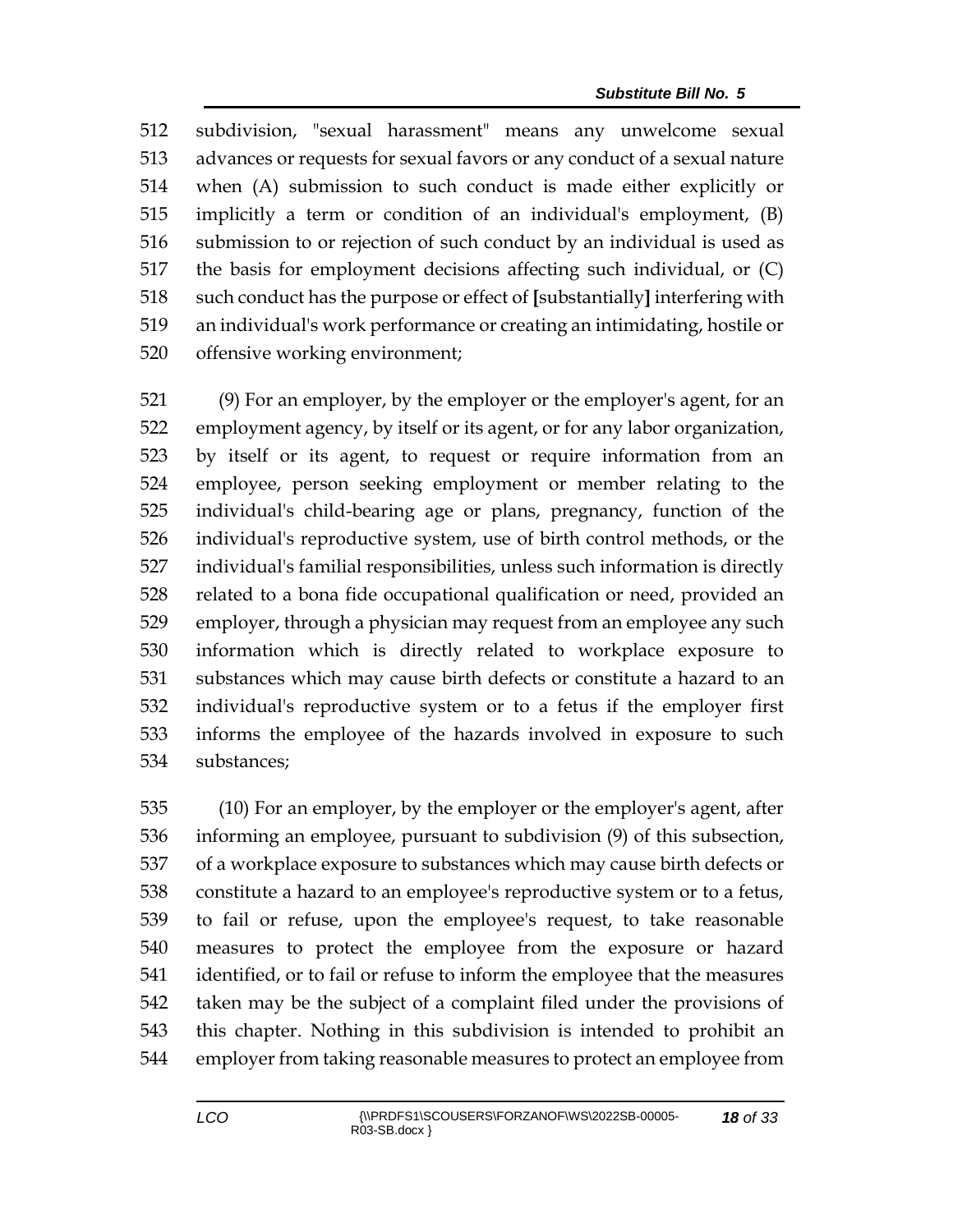512 subdivision, "sexual harassment" means any unwelcome sexual
513 advances or requests for sexual favors or any conduct of a sexual nature
514 when (A) submission to such conduct is made either explicitly or
515 implicitly a term or condition of an individual's employment, (B)
516 submission to or rejection of such conduct by an individual is used as
517 the basis for employment decisions affecting such individual, or (C)
518 such conduct has the purpose or effect of **[**substantially**]** interfering with
519 an individual's work performance or creating an intimidating, hostile or
520 offensive working environment;

521 (9) For an employer, by the employer or the employer's agent, for an
522 employment agency, by itself or its agent, or for any labor organization,
523 by itself or its agent, to request or require information from an
524 employee, person seeking employment or member relating to the
525 individual's child-bearing age or plans, pregnancy, function of the
526 individual's reproductive system, use of birth control methods, or the
527 individual's familial responsibilities, unless such information is directly
528 related to a bona fide occupational qualification or need, provided an
529 employer, through a physician may request from an employee any such
530 information which is directly related to workplace exposure to
531 substances which may cause birth defects or constitute a hazard to an
532 individual's reproductive system or to a fetus if the employer first
533 informs the employee of the hazards involved in exposure to such
534 substances;

535 (10) For an employer, by the employer or the employer's agent, after
536 informing an employee, pursuant to subdivision (9) of this subsection,
537 of a workplace exposure to substances which may cause birth defects or
538 constitute a hazard to an employee's reproductive system or to a fetus,
539 to fail or refuse, upon the employee's request, to take reasonable
540 measures to protect the employee from the exposure or hazard
541 identified, or to fail or refuse to inform the employee that the measures
542 taken may be the subject of a complaint filed under the provisions of
543 this chapter. Nothing in this subdivision is intended to prohibit an
544 employer from taking reasonable measures to protect an employee from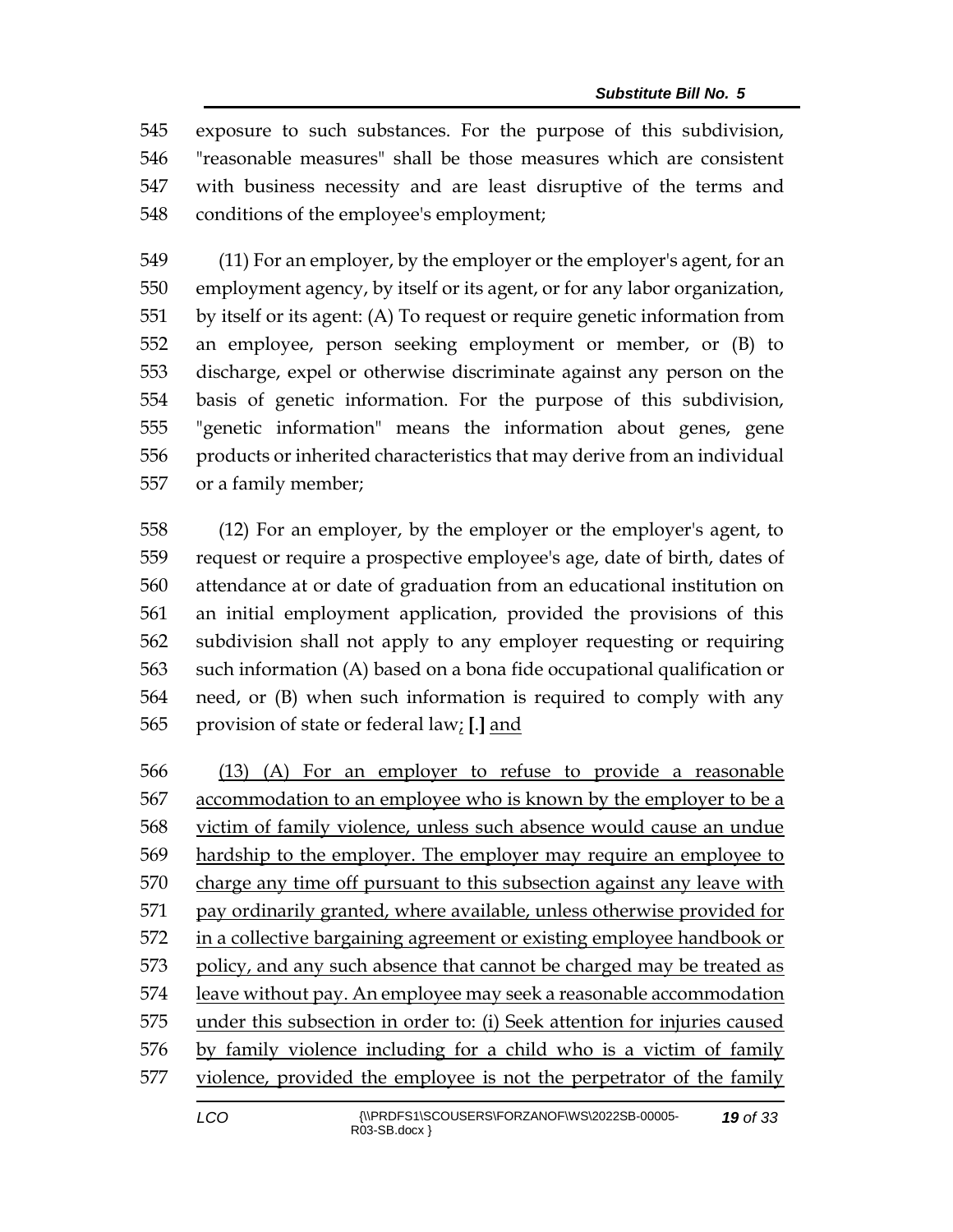545 exposure to such substances. For the purpose of this subdivision,
546 "reasonable measures" shall be those measures which are consistent
547 with business necessity and are least disruptive of the terms and
548 conditions of the employee's employment;

549 (11) For an employer, by the employer or the employer's agent, for an
550 employment agency, by itself or its agent, or for any labor organization,
551 by itself or its agent: (A) To request or require genetic information from
552 an employee, person seeking employment or member, or (B) to
553 discharge, expel or otherwise discriminate against any person on the
554 basis of genetic information. For the purpose of this subdivision,
555 "genetic information" means the information about genes, gene
556 products or inherited characteristics that may derive from an individual
557 or a family member;

558 (12) For an employer, by the employer or the employer's agent, to
559 request or require a prospective employee's age, date of birth, dates of
560 attendance at or date of graduation from an educational institution on
561 an initial employment application, provided the provisions of this
562 subdivision shall not apply to any employer requesting or requiring
563 such information (A) based on a bona fide occupational qualification or
564 need, or (B) when such information is required to comply with any
565 provision of state or federal law<u>;</u> **[.]** <u>and</u>

566 <u>(13) (A) For an employer to refuse to provide a reasonable</u>
567 <u>accommodation to an employee who is known by the employer to be a</u>
568 <u>victim of family violence, unless such absence would cause an undue</u>
569 <u>hardship to the employer. The employer may require an employee to</u>
570 <u>charge any time off pursuant to this subsection against any leave with</u>
571 <u>pay ordinarily granted, where available, unless otherwise provided for</u>
572 <u>in a collective bargaining agreement or existing employee handbook or</u>
573 <u>policy, and any such absence that cannot be charged may be treated as</u>
574 <u>leave without pay. An employee may seek a reasonable accommodation</u>
575 <u>under this subsection in order to: (i) Seek attention for injuries caused</u>
576 <u>by family violence including for a child who is a victim of family</u>
577 <u>violence, provided the employee is not the perpetrator of the family</u>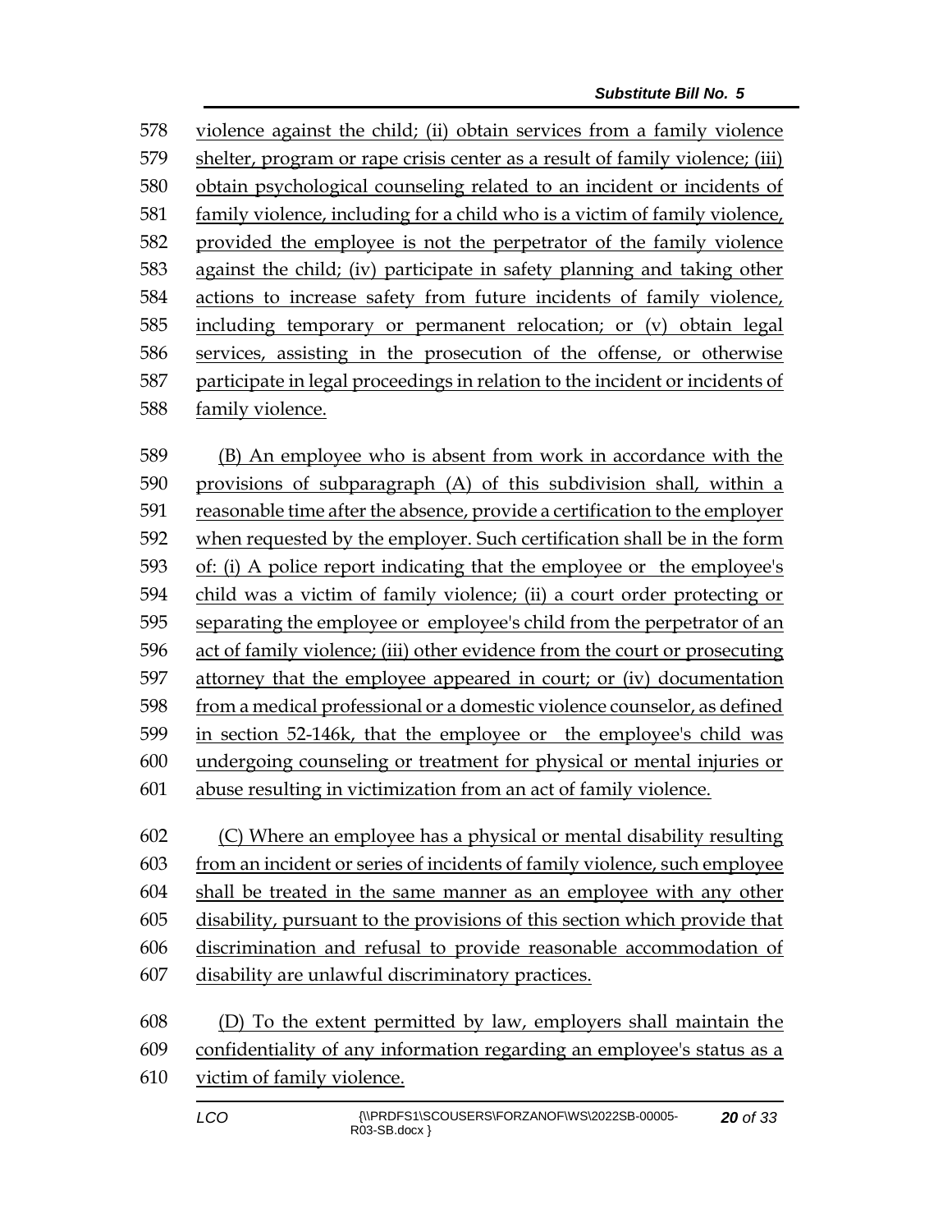violence against the child; (ii) obtain services from a family violence shelter, program or rape crisis center as a result of family violence; (iii) obtain psychological counseling related to an incident or incidents of family violence, including for a child who is a victim of family violence, provided the employee is not the perpetrator of the family violence against the child; (iv) participate in safety planning and taking other actions to increase safety from future incidents of family violence, including temporary or permanent relocation; or (v) obtain legal services, assisting in the prosecution of the offense, or otherwise participate in legal proceedings in relation to the incident or incidents of family violence.

(B) An employee who is absent from work in accordance with the provisions of subparagraph (A) of this subdivision shall, within a reasonable time after the absence, provide a certification to the employer when requested by the employer. Such certification shall be in the form of: (i) A police report indicating that the employee or the employee's child was a victim of family violence; (ii) a court order protecting or separating the employee or employee's child from the perpetrator of an act of family violence; (iii) other evidence from the court or prosecuting attorney that the employee appeared in court; or (iv) documentation from a medical professional or a domestic violence counselor, as defined in section 52-146k, that the employee or the employee's child was undergoing counseling or treatment for physical or mental injuries or abuse resulting in victimization from an act of family violence.

(C) Where an employee has a physical or mental disability resulting from an incident or series of incidents of family violence, such employee shall be treated in the same manner as an employee with any other disability, pursuant to the provisions of this section which provide that discrimination and refusal to provide reasonable accommodation of disability are unlawful discriminatory practices.

(D) To the extent permitted by law, employers shall maintain the confidentiality of any information regarding an employee's status as a victim of family violence.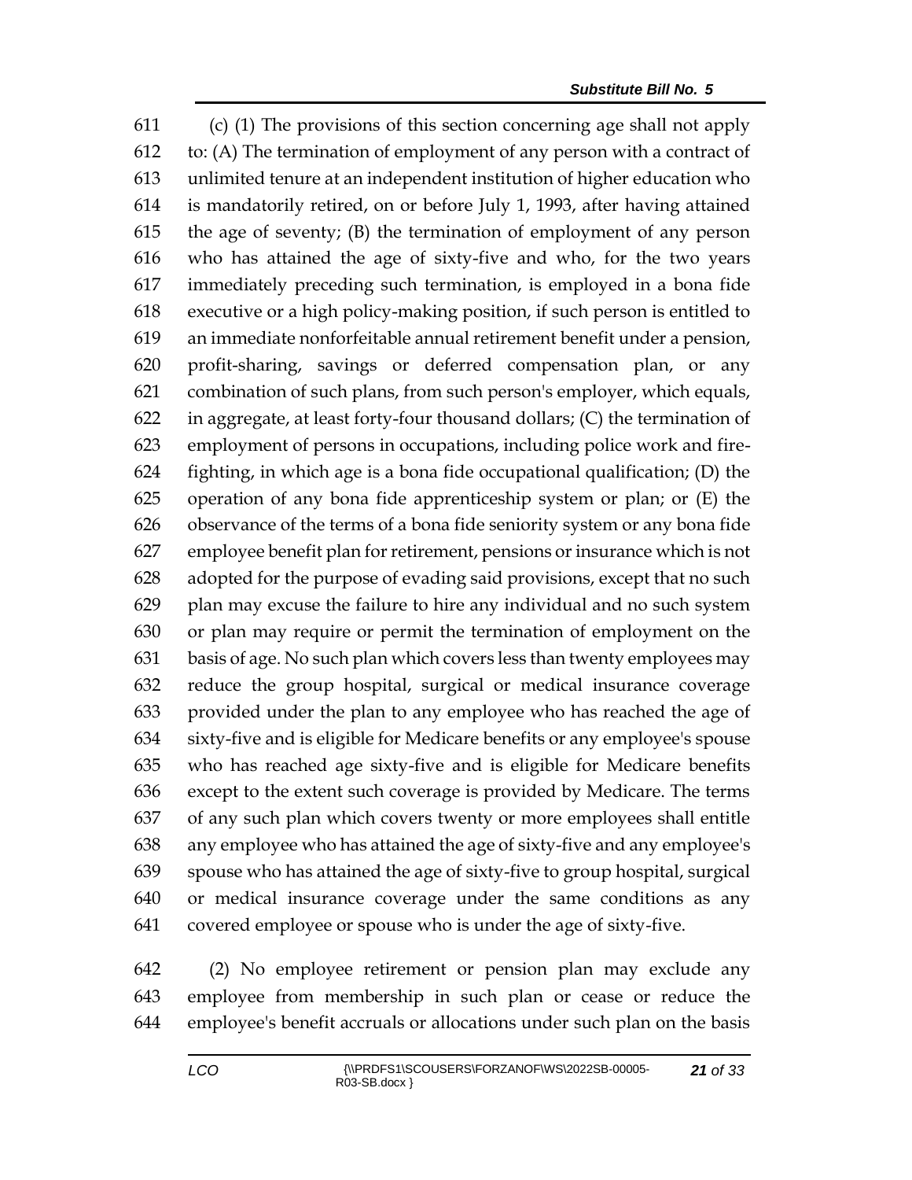(c) (1) The provisions of this section concerning age shall not apply to: (A) The termination of employment of any person with a contract of unlimited tenure at an independent institution of higher education who is mandatorily retired, on or before July 1, 1993, after having attained the age of seventy; (B) the termination of employment of any person who has attained the age of sixty-five and who, for the two years immediately preceding such termination, is employed in a bona fide executive or a high policy-making position, if such person is entitled to an immediate nonforfeitable annual retirement benefit under a pension, profit-sharing, savings or deferred compensation plan, or any combination of such plans, from such person's employer, which equals, in aggregate, at least forty-four thousand dollars; (C) the termination of employment of persons in occupations, including police work and fire-fighting, in which age is a bona fide occupational qualification; (D) the operation of any bona fide apprenticeship system or plan; or (E) the observance of the terms of a bona fide seniority system or any bona fide employee benefit plan for retirement, pensions or insurance which is not adopted for the purpose of evading said provisions, except that no such plan may excuse the failure to hire any individual and no such system or plan may require or permit the termination of employment on the basis of age. No such plan which covers less than twenty employees may reduce the group hospital, surgical or medical insurance coverage provided under the plan to any employee who has reached the age of sixty-five and is eligible for Medicare benefits or any employee's spouse who has reached age sixty-five and is eligible for Medicare benefits except to the extent such coverage is provided by Medicare. The terms of any such plan which covers twenty or more employees shall entitle any employee who has attained the age of sixty-five and any employee's spouse who has attained the age of sixty-five to group hospital, surgical or medical insurance coverage under the same conditions as any covered employee or spouse who is under the age of sixty-five.

(2) No employee retirement or pension plan may exclude any employee from membership in such plan or cease or reduce the employee's benefit accruals or allocations under such plan on the basis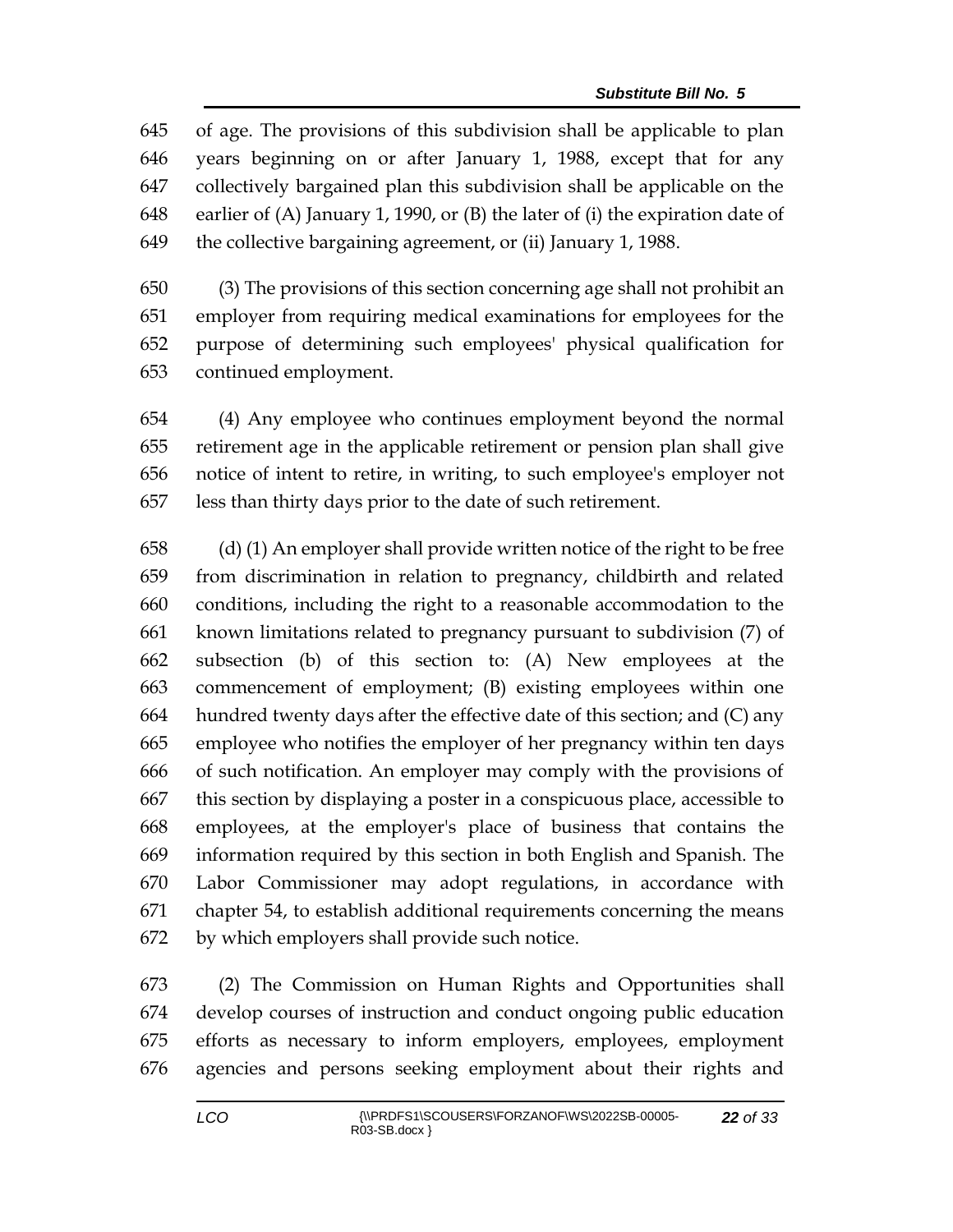of age. The provisions of this subdivision shall be applicable to plan years beginning on or after January 1, 1988, except that for any collectively bargained plan this subdivision shall be applicable on the earlier of (A) January 1, 1990, or (B) the later of (i) the expiration date of the collective bargaining agreement, or (ii) January 1, 1988.

(3) The provisions of this section concerning age shall not prohibit an employer from requiring medical examinations for employees for the purpose of determining such employees' physical qualification for continued employment.

(4) Any employee who continues employment beyond the normal retirement age in the applicable retirement or pension plan shall give notice of intent to retire, in writing, to such employee's employer not less than thirty days prior to the date of such retirement.

(d) (1) An employer shall provide written notice of the right to be free from discrimination in relation to pregnancy, childbirth and related conditions, including the right to a reasonable accommodation to the known limitations related to pregnancy pursuant to subdivision (7) of subsection (b) of this section to: (A) New employees at the commencement of employment; (B) existing employees within one hundred twenty days after the effective date of this section; and (C) any employee who notifies the employer of her pregnancy within ten days of such notification. An employer may comply with the provisions of this section by displaying a poster in a conspicuous place, accessible to employees, at the employer's place of business that contains the information required by this section in both English and Spanish. The Labor Commissioner may adopt regulations, in accordance with chapter 54, to establish additional requirements concerning the means by which employers shall provide such notice.

(2) The Commission on Human Rights and Opportunities shall develop courses of instruction and conduct ongoing public education efforts as necessary to inform employers, employees, employment agencies and persons seeking employment about their rights and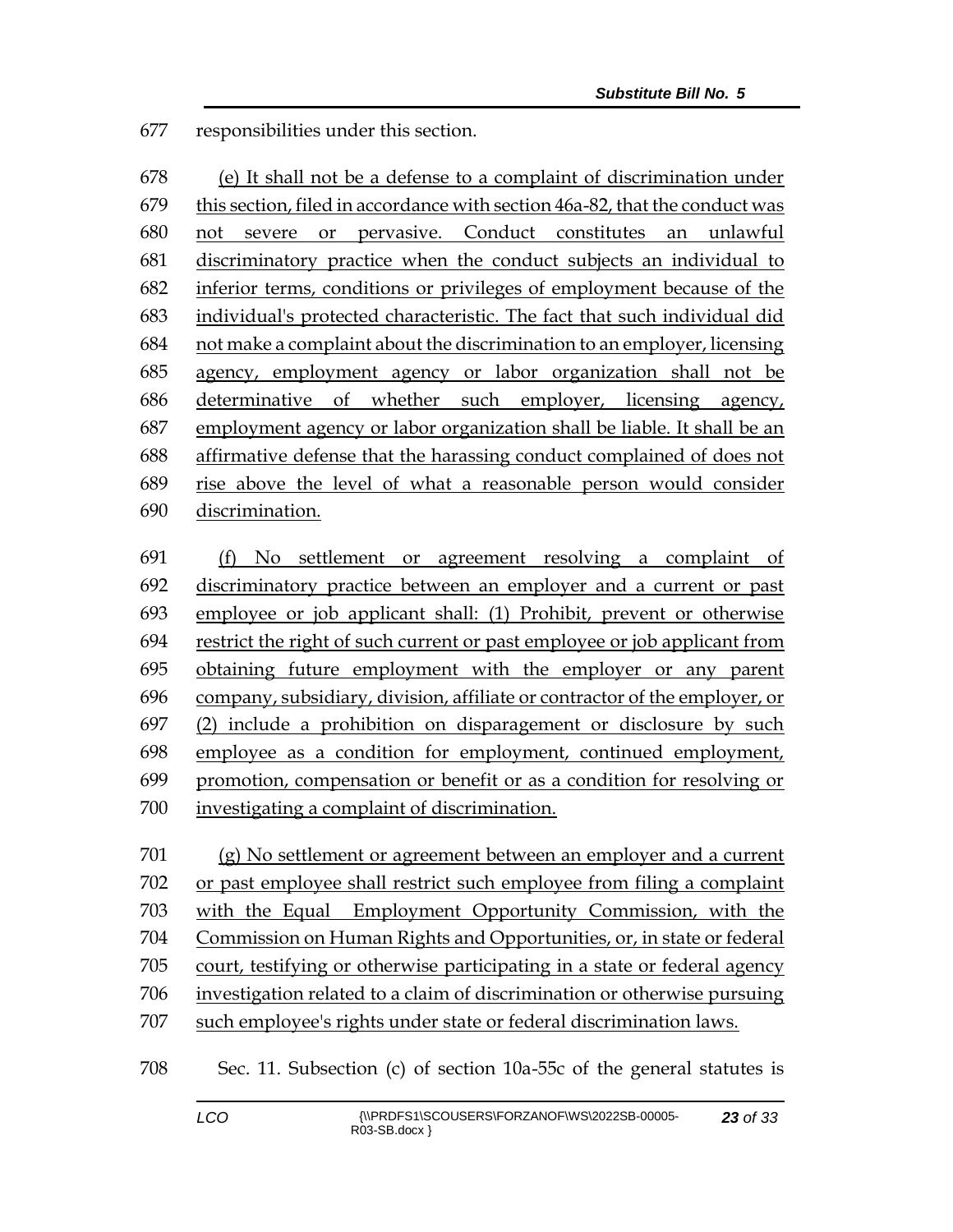677 responsibilities under this section.

678 (e) It shall not be a defense to a complaint of discrimination under
679 this section, filed in accordance with section 46a-82, that the conduct was
680 not severe or pervasive. Conduct constitutes an unlawful
681 discriminatory practice when the conduct subjects an individual to
682 inferior terms, conditions or privileges of employment because of the
683 individual's protected characteristic. The fact that such individual did
684 not make a complaint about the discrimination to an employer, licensing
685 agency, employment agency or labor organization shall not be
686 determinative of whether such employer, licensing agency,
687 employment agency or labor organization shall be liable. It shall be an
688 affirmative defense that the harassing conduct complained of does not
689 rise above the level of what a reasonable person would consider
690 discrimination.

691 (f) No settlement or agreement resolving a complaint of
692 discriminatory practice between an employer and a current or past
693 employee or job applicant shall: (1) Prohibit, prevent or otherwise
694 restrict the right of such current or past employee or job applicant from
695 obtaining future employment with the employer or any parent
696 company, subsidiary, division, affiliate or contractor of the employer, or
697 (2) include a prohibition on disparagement or disclosure by such
698 employee as a condition for employment, continued employment,
699 promotion, compensation or benefit or as a condition for resolving or
700 investigating a complaint of discrimination.

701 (g) No settlement or agreement between an employer and a current
702 or past employee shall restrict such employee from filing a complaint
703 with the Equal Employment Opportunity Commission, with the
704 Commission on Human Rights and Opportunities, or, in state or federal
705 court, testifying or otherwise participating in a state or federal agency
706 investigation related to a claim of discrimination or otherwise pursuing
707 such employee's rights under state or federal discrimination laws.

708 Sec. 11. Subsection (c) of section 10a-55c of the general statutes is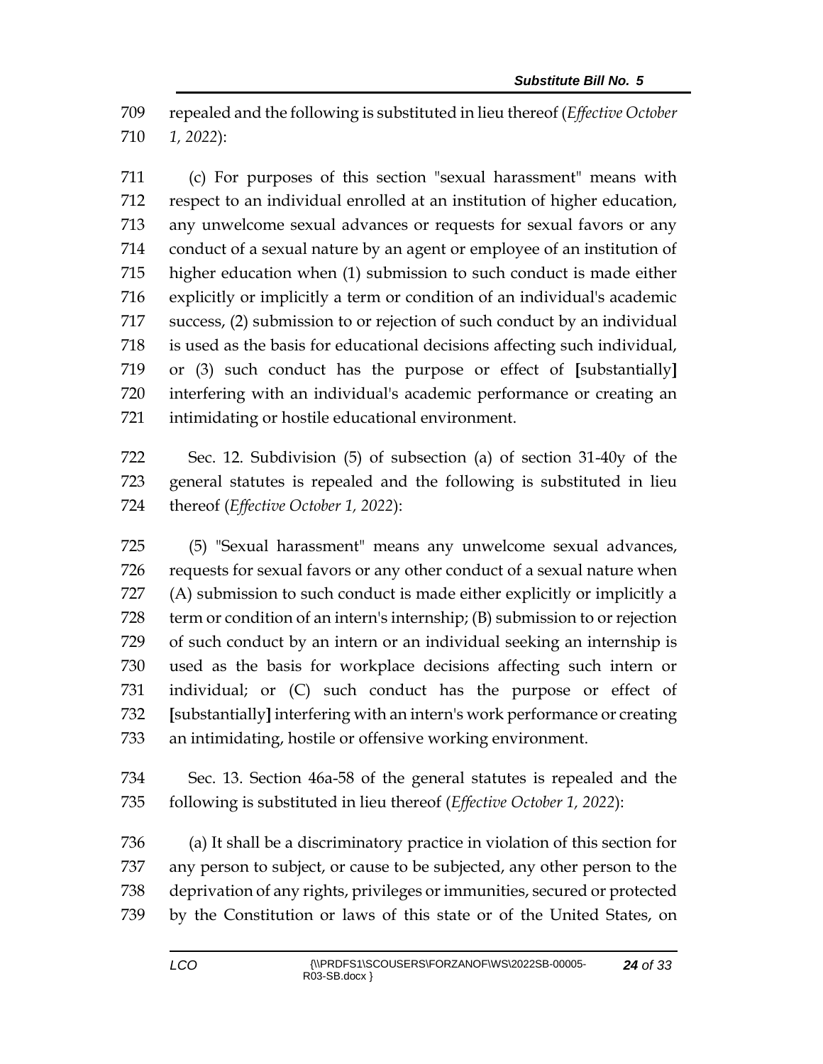709 repealed and the following is substituted in lieu thereof (*Effective October*
710 *1, 2022*):

711 (c) For purposes of this section "sexual harassment" means with
712 respect to an individual enrolled at an institution of higher education,
713 any unwelcome sexual advances or requests for sexual favors or any
714 conduct of a sexual nature by an agent or employee of an institution of
715 higher education when (1) submission to such conduct is made either
716 explicitly or implicitly a term or condition of an individual's academic
717 success, (2) submission to or rejection of such conduct by an individual
718 is used as the basis for educational decisions affecting such individual,
719 or (3) such conduct has the purpose or effect of **[**substantially**]**
720 interfering with an individual's academic performance or creating an
721 intimidating or hostile educational environment.

722 Sec. 12. Subdivision (5) of subsection (a) of section 31-40y of the
723 general statutes is repealed and the following is substituted in lieu
724 thereof (*Effective October 1, 2022*):

725 (5) "Sexual harassment" means any unwelcome sexual advances,
726 requests for sexual favors or any other conduct of a sexual nature when
727 (A) submission to such conduct is made either explicitly or implicitly a
728 term or condition of an intern's internship; (B) submission to or rejection
729 of such conduct by an intern or an individual seeking an internship is
730 used as the basis for workplace decisions affecting such intern or
731 individual; or (C) such conduct has the purpose or effect of
732 **[**substantially**]** interfering with an intern's work performance or creating
733 an intimidating, hostile or offensive working environment.

734 Sec. 13. Section 46a-58 of the general statutes is repealed and the
735 following is substituted in lieu thereof (*Effective October 1, 2022*):

736 (a) It shall be a discriminatory practice in violation of this section for
737 any person to subject, or cause to be subjected, any other person to the
738 deprivation of any rights, privileges or immunities, secured or protected
739 by the Constitution or laws of this state or of the United States, on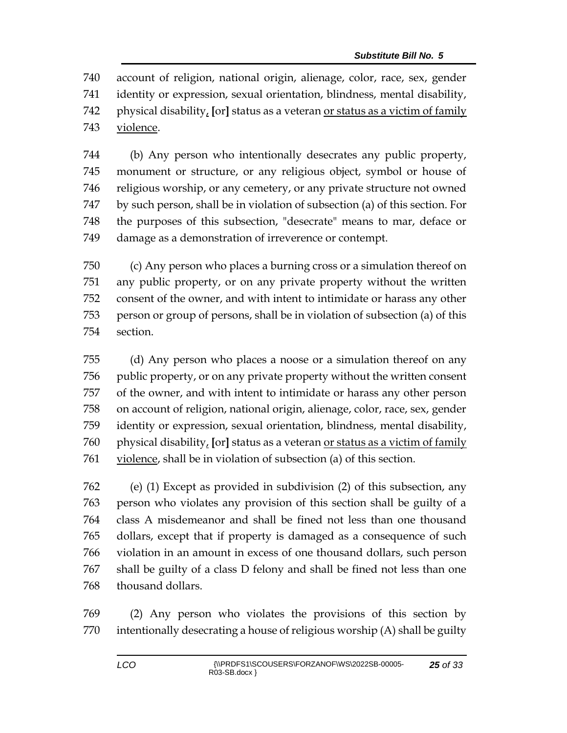account of religion, national origin, alienage, color, race, sex, gender identity or expression, sexual orientation, blindness, mental disability, physical disability, [or] status as a veteran or status as a victim of family violence.

(b) Any person who intentionally desecrates any public property, monument or structure, or any religious object, symbol or house of religious worship, or any cemetery, or any private structure not owned by such person, shall be in violation of subsection (a) of this section. For the purposes of this subsection, "desecrate" means to mar, deface or damage as a demonstration of irreverence or contempt.

(c) Any person who places a burning cross or a simulation thereof on any public property, or on any private property without the written consent of the owner, and with intent to intimidate or harass any other person or group of persons, shall be in violation of subsection (a) of this section.

(d) Any person who places a noose or a simulation thereof on any public property, or on any private property without the written consent of the owner, and with intent to intimidate or harass any other person on account of religion, national origin, alienage, color, race, sex, gender identity or expression, sexual orientation, blindness, mental disability, physical disability, [or] status as a veteran or status as a victim of family violence, shall be in violation of subsection (a) of this section.

(e) (1) Except as provided in subdivision (2) of this subsection, any person who violates any provision of this section shall be guilty of a class A misdemeanor and shall be fined not less than one thousand dollars, except that if property is damaged as a consequence of such violation in an amount in excess of one thousand dollars, such person shall be guilty of a class D felony and shall be fined not less than one thousand dollars.

(2) Any person who violates the provisions of this section by intentionally desecrating a house of religious worship (A) shall be guilty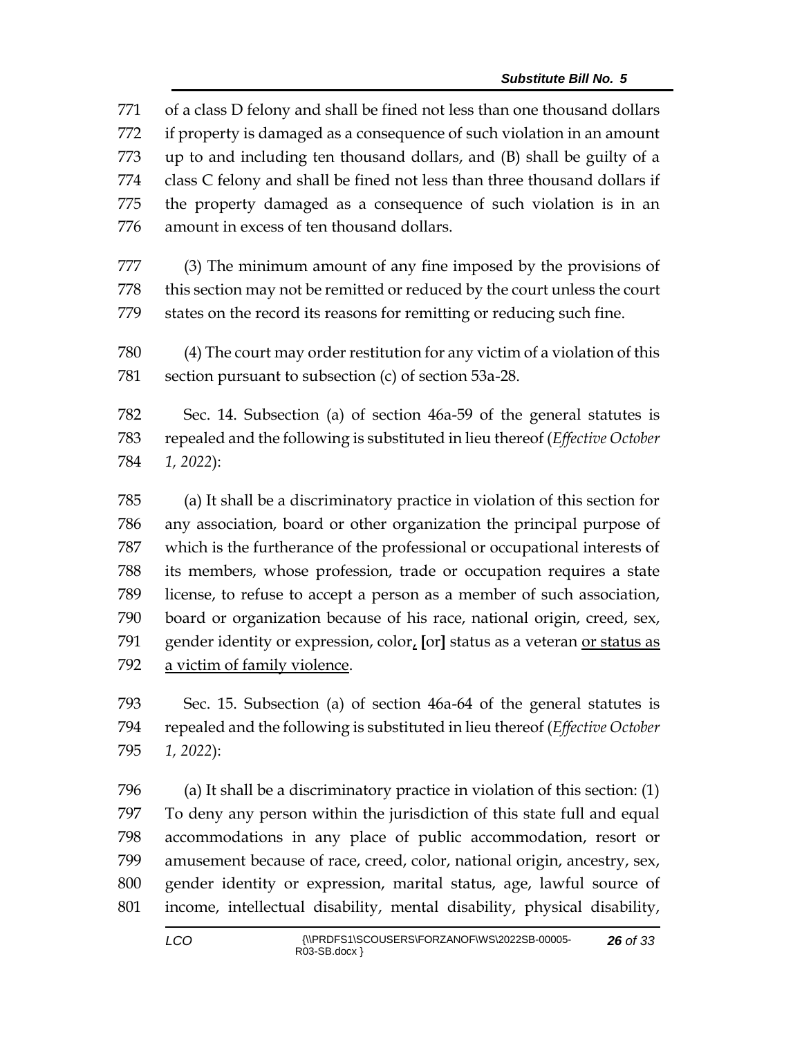of a class D felony and shall be fined not less than one thousand dollars if property is damaged as a consequence of such violation in an amount up to and including ten thousand dollars, and (B) shall be guilty of a class C felony and shall be fined not less than three thousand dollars if the property damaged as a consequence of such violation is in an amount in excess of ten thousand dollars.

(3) The minimum amount of any fine imposed by the provisions of this section may not be remitted or reduced by the court unless the court states on the record its reasons for remitting or reducing such fine.

(4) The court may order restitution for any victim of a violation of this section pursuant to subsection (c) of section 53a-28.

Sec. 14. Subsection (a) of section 46a-59 of the general statutes is repealed and the following is substituted in lieu thereof (*Effective October 1, 2022*):

(a) It shall be a discriminatory practice in violation of this section for any association, board or other organization the principal purpose of which is the furtherance of the professional or occupational interests of its members, whose profession, trade or occupation requires a state license, to refuse to accept a person as a member of such association, board or organization because of his race, national origin, creed, sex, gender identity or expression, color<u>,</u> **[**or**]** status as a veteran <u>or status as a victim of family violence</u>.

Sec. 15. Subsection (a) of section 46a-64 of the general statutes is repealed and the following is substituted in lieu thereof (*Effective October 1, 2022*):

(a) It shall be a discriminatory practice in violation of this section: (1) To deny any person within the jurisdiction of this state full and equal accommodations in any place of public accommodation, resort or amusement because of race, creed, color, national origin, ancestry, sex, gender identity or expression, marital status, age, lawful source of income, intellectual disability, mental disability, physical disability,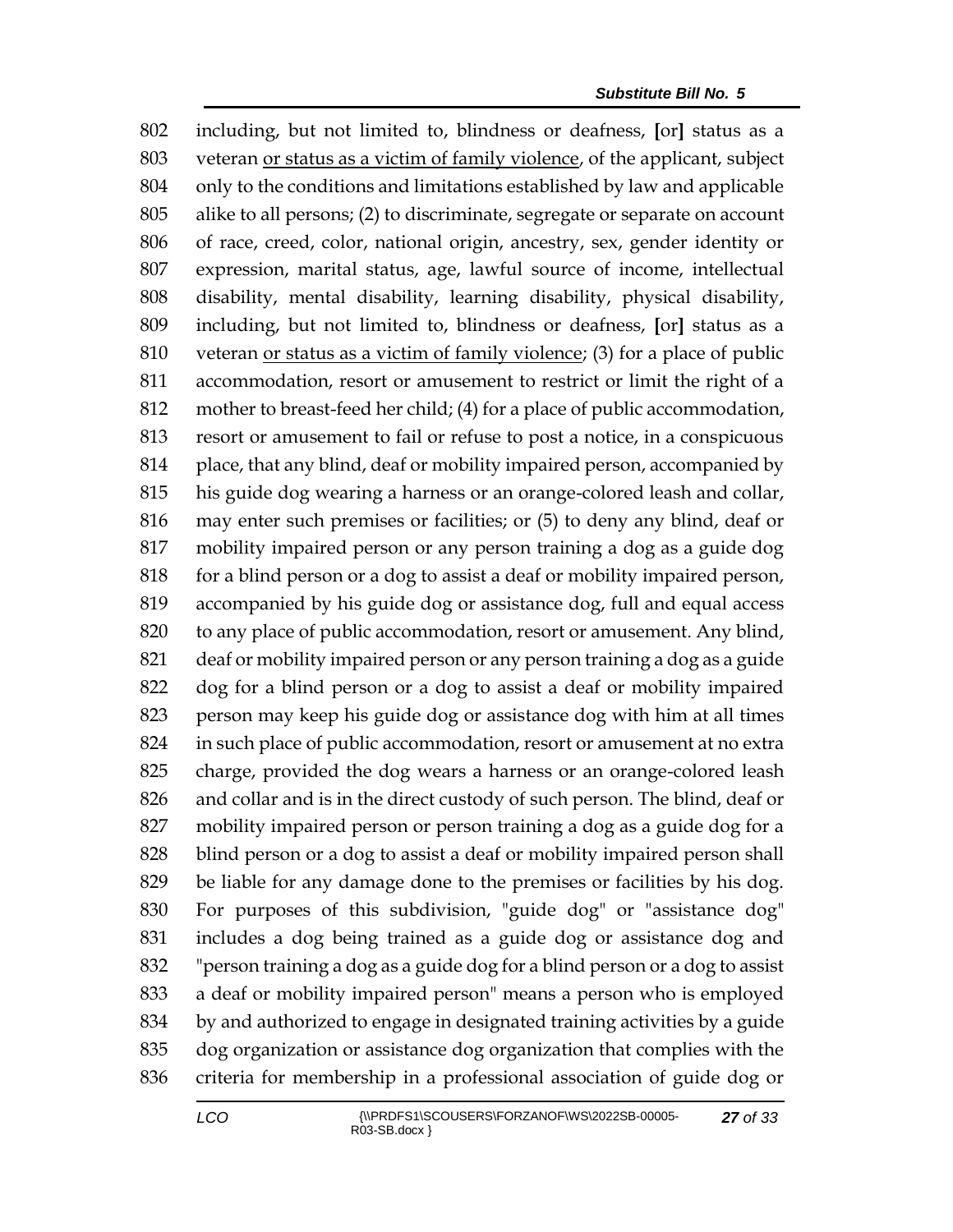802 including, but not limited to, blindness or deafness, [or] status as a
803 veteran <u>or status as a victim of family violence</u>, of the applicant, subject
804 only to the conditions and limitations established by law and applicable
805 alike to all persons; (2) to discriminate, segregate or separate on account
806 of race, creed, color, national origin, ancestry, sex, gender identity or
807 expression, marital status, age, lawful source of income, intellectual
808 disability, mental disability, learning disability, physical disability,
809 including, but not limited to, blindness or deafness, [or] status as a
810 veteran <u>or status as a victim of family violence</u>; (3) for a place of public
811 accommodation, resort or amusement to restrict or limit the right of a
812 mother to breast-feed her child; (4) for a place of public accommodation,
813 resort or amusement to fail or refuse to post a notice, in a conspicuous
814 place, that any blind, deaf or mobility impaired person, accompanied by
815 his guide dog wearing a harness or an orange-colored leash and collar,
816 may enter such premises or facilities; or (5) to deny any blind, deaf or
817 mobility impaired person or any person training a dog as a guide dog
818 for a blind person or a dog to assist a deaf or mobility impaired person,
819 accompanied by his guide dog or assistance dog, full and equal access
820 to any place of public accommodation, resort or amusement. Any blind,
821 deaf or mobility impaired person or any person training a dog as a guide
822 dog for a blind person or a dog to assist a deaf or mobility impaired
823 person may keep his guide dog or assistance dog with him at all times
824 in such place of public accommodation, resort or amusement at no extra
825 charge, provided the dog wears a harness or an orange-colored leash
826 and collar and is in the direct custody of such person. The blind, deaf or
827 mobility impaired person or person training a dog as a guide dog for a
828 blind person or a dog to assist a deaf or mobility impaired person shall
829 be liable for any damage done to the premises or facilities by his dog.
830 For purposes of this subdivision, "guide dog" or "assistance dog"
831 includes a dog being trained as a guide dog or assistance dog and
832 "person training a dog as a guide dog for a blind person or a dog to assist
833 a deaf or mobility impaired person" means a person who is employed
834 by and authorized to engage in designated training activities by a guide
835 dog organization or assistance dog organization that complies with the
836 criteria for membership in a professional association of guide dog or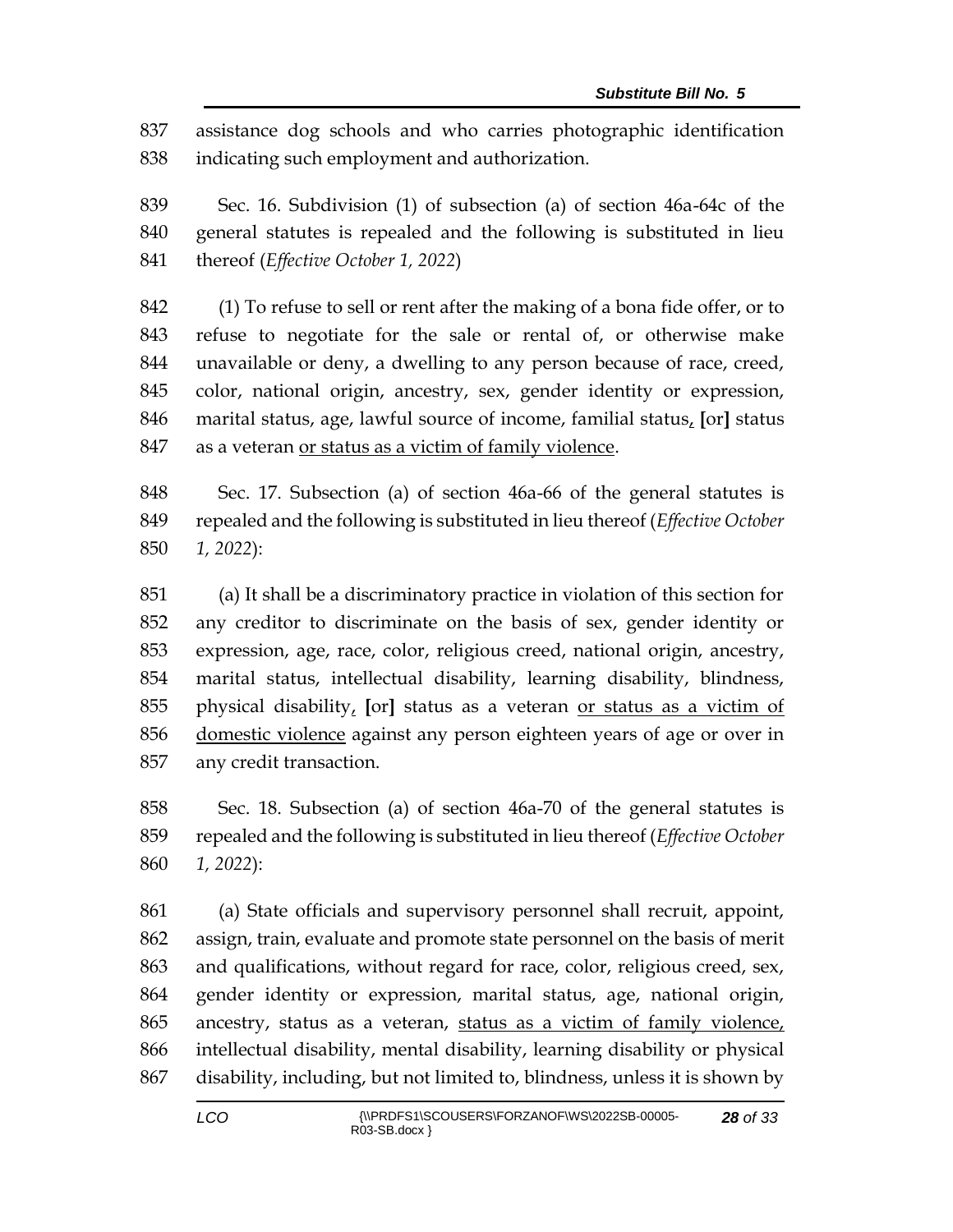837 assistance dog schools and who carries photographic identification
838 indicating such employment and authorization.

839 Sec. 16. Subdivision (1) of subsection (a) of section 46a-64c of the
840 general statutes is repealed and the following is substituted in lieu
841 thereof (*Effective October 1, 2022*)

842 (1) To refuse to sell or rent after the making of a bona fide offer, or to
843 refuse to negotiate for the sale or rental of, or otherwise make
844 unavailable or deny, a dwelling to any person because of race, creed,
845 color, national origin, ancestry, sex, gender identity or expression,
846 marital status, age, lawful source of income, familial status, [or] status
847 as a veteran <u>or status as a victim of family violence</u>.

848 Sec. 17. Subsection (a) of section 46a-66 of the general statutes is
849 repealed and the following is substituted in lieu thereof (*Effective October*
850 *1, 2022*):

851 (a) It shall be a discriminatory practice in violation of this section for
852 any creditor to discriminate on the basis of sex, gender identity or
853 expression, age, race, color, religious creed, national origin, ancestry,
854 marital status, intellectual disability, learning disability, blindness,
855 physical disability, [or] status as a veteran <u>or status as a victim of</u>
856 <u>domestic violence</u> against any person eighteen years of age or over in
857 any credit transaction.

858 Sec. 18. Subsection (a) of section 46a-70 of the general statutes is
859 repealed and the following is substituted in lieu thereof (*Effective October*
860 *1, 2022*):

861 (a) State officials and supervisory personnel shall recruit, appoint,
862 assign, train, evaluate and promote state personnel on the basis of merit
863 and qualifications, without regard for race, color, religious creed, sex,
864 gender identity or expression, marital status, age, national origin,
865 ancestry, status as a veteran, <u>status as a victim of family violence,</u>
866 intellectual disability, mental disability, learning disability or physical
867 disability, including, but not limited to, blindness, unless it is shown by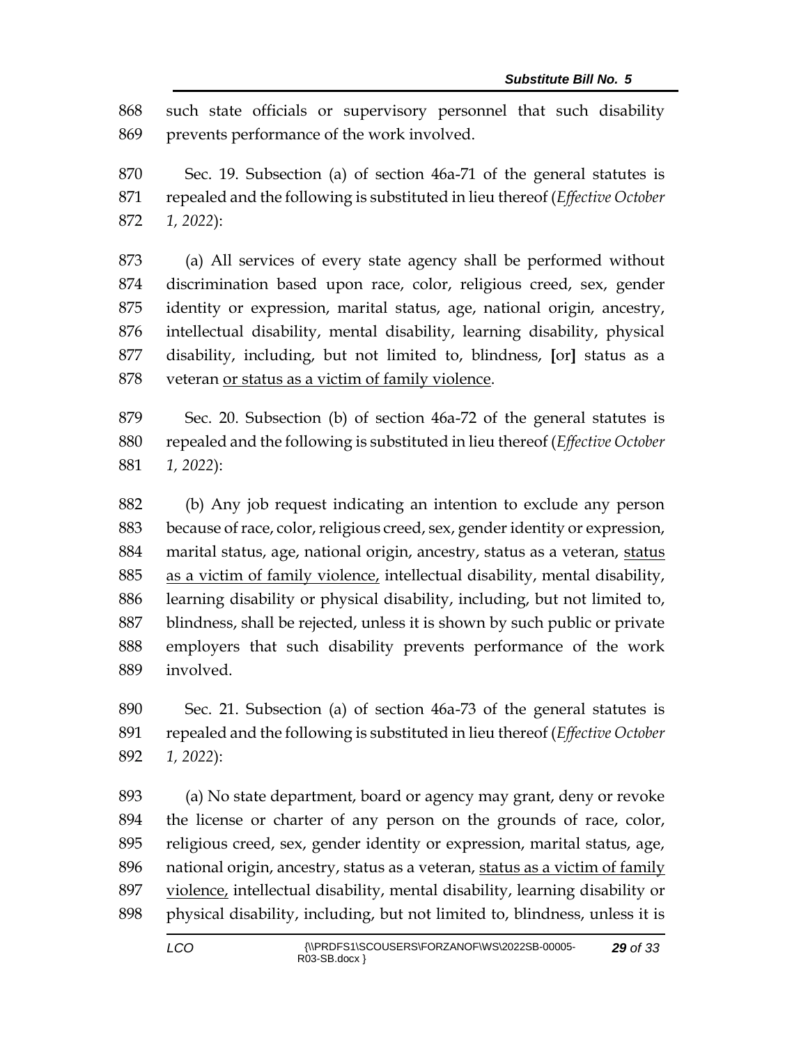such state officials or supervisory personnel that such disability prevents performance of the work involved.

Sec. 19. Subsection (a) of section 46a-71 of the general statutes is repealed and the following is substituted in lieu thereof (*Effective October 1, 2022*):

(a) All services of every state agency shall be performed without discrimination based upon race, color, religious creed, sex, gender identity or expression, marital status, age, national origin, ancestry, intellectual disability, mental disability, learning disability, physical disability, including, but not limited to, blindness, **[**or**]** status as a veteran <u>or status as a victim of family violence</u>.

Sec. 20. Subsection (b) of section 46a-72 of the general statutes is repealed and the following is substituted in lieu thereof (*Effective October 1, 2022*):

(b) Any job request indicating an intention to exclude any person because of race, color, religious creed, sex, gender identity or expression, marital status, age, national origin, ancestry, status as a veteran, <u>status as a victim of family violence,</u> intellectual disability, mental disability, learning disability or physical disability, including, but not limited to, blindness, shall be rejected, unless it is shown by such public or private employers that such disability prevents performance of the work involved.

Sec. 21. Subsection (a) of section 46a-73 of the general statutes is repealed and the following is substituted in lieu thereof (*Effective October 1, 2022*):

(a) No state department, board or agency may grant, deny or revoke the license or charter of any person on the grounds of race, color, religious creed, sex, gender identity or expression, marital status, age, national origin, ancestry, status as a veteran, <u>status as a victim of family violence,</u> intellectual disability, mental disability, learning disability or physical disability, including, but not limited to, blindness, unless it is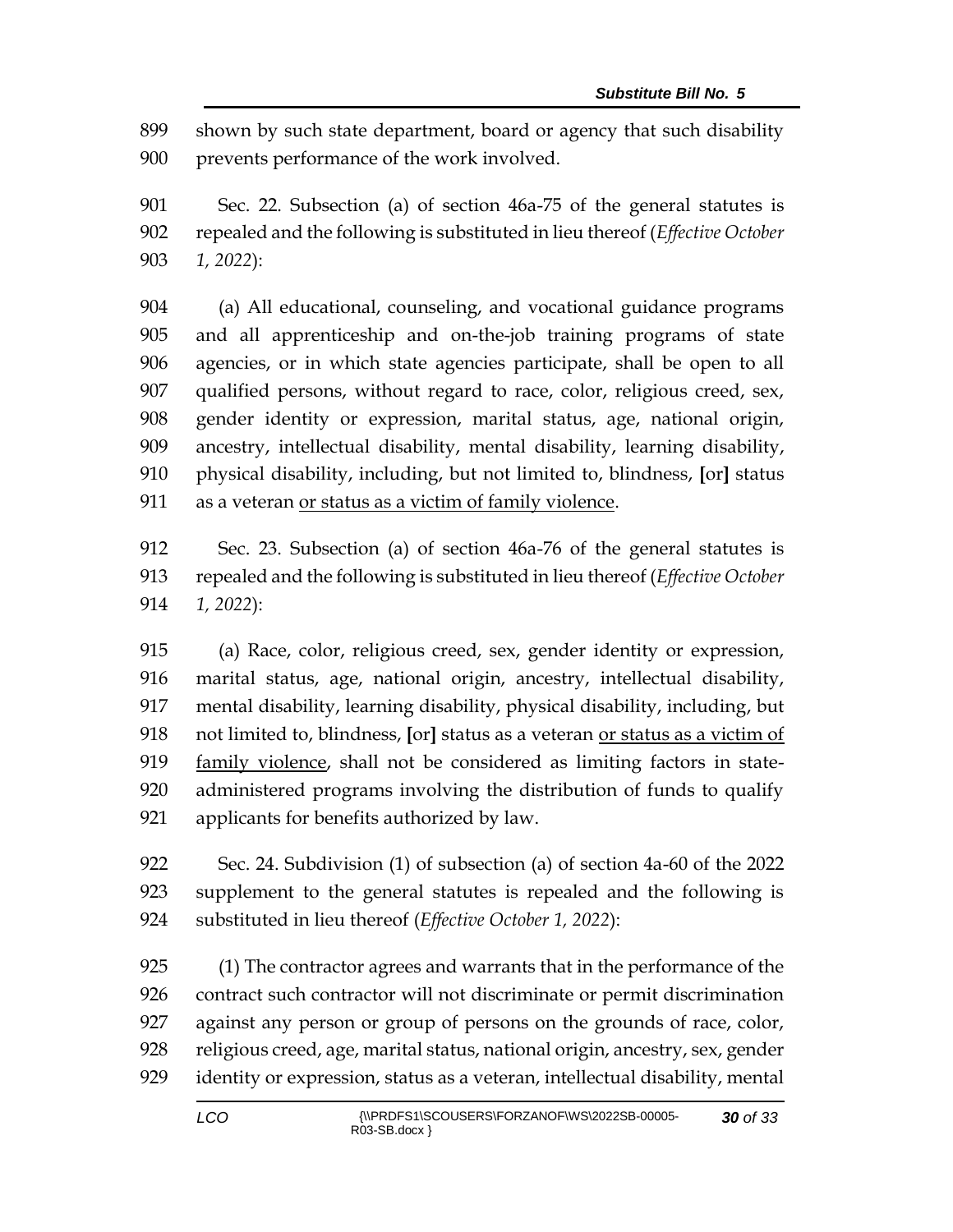shown by such state department, board or agency that such disability prevents performance of the work involved.

Sec. 22. Subsection (a) of section 46a-75 of the general statutes is repealed and the following is substituted in lieu thereof (*Effective October 1, 2022*):

(a) All educational, counseling, and vocational guidance programs and all apprenticeship and on-the-job training programs of state agencies, or in which state agencies participate, shall be open to all qualified persons, without regard to race, color, religious creed, sex, gender identity or expression, marital status, age, national origin, ancestry, intellectual disability, mental disability, learning disability, physical disability, including, but not limited to, blindness, **[**or**]** status as a veteran <u>or status as a victim of family violence</u>.

Sec. 23. Subsection (a) of section 46a-76 of the general statutes is repealed and the following is substituted in lieu thereof (*Effective October 1, 2022*):

(a) Race, color, religious creed, sex, gender identity or expression, marital status, age, national origin, ancestry, intellectual disability, mental disability, learning disability, physical disability, including, but not limited to, blindness, **[**or**]** status as a veteran <u>or status as a victim of family violence</u>, shall not be considered as limiting factors in state-administered programs involving the distribution of funds to qualify applicants for benefits authorized by law.

Sec. 24. Subdivision (1) of subsection (a) of section 4a-60 of the 2022 supplement to the general statutes is repealed and the following is substituted in lieu thereof (*Effective October 1, 2022*):

(1) The contractor agrees and warrants that in the performance of the contract such contractor will not discriminate or permit discrimination against any person or group of persons on the grounds of race, color, religious creed, age, marital status, national origin, ancestry, sex, gender identity or expression, status as a veteran, intellectual disability, mental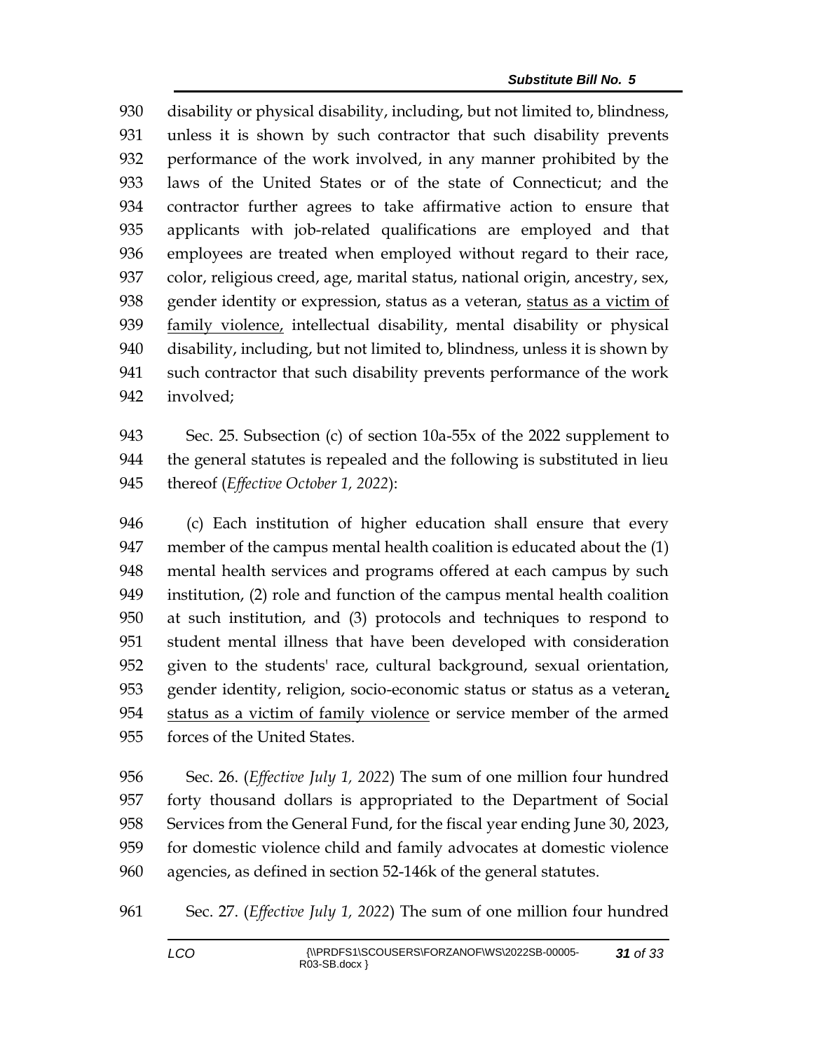disability or physical disability, including, but not limited to, blindness, unless it is shown by such contractor that such disability prevents performance of the work involved, in any manner prohibited by the laws of the United States or of the state of Connecticut; and the contractor further agrees to take affirmative action to ensure that applicants with job-related qualifications are employed and that employees are treated when employed without regard to their race, color, religious creed, age, marital status, national origin, ancestry, sex, gender identity or expression, status as a veteran, <u>status as a victim of family violence,</u> intellectual disability, mental disability or physical disability, including, but not limited to, blindness, unless it is shown by such contractor that such disability prevents performance of the work involved;

Sec. 25. Subsection (c) of section 10a-55x of the 2022 supplement to the general statutes is repealed and the following is substituted in lieu thereof (*Effective October 1, 2022*):

(c) Each institution of higher education shall ensure that every member of the campus mental health coalition is educated about the (1) mental health services and programs offered at each campus by such institution, (2) role and function of the campus mental health coalition at such institution, and (3) protocols and techniques to respond to student mental illness that have been developed with consideration given to the students' race, cultural background, sexual orientation, gender identity, religion, socio-economic status or status as a veteran<u>, status as a victim of family violence</u> or service member of the armed forces of the United States.

Sec. 26. (*Effective July 1, 2022*) The sum of one million four hundred forty thousand dollars is appropriated to the Department of Social Services from the General Fund, for the fiscal year ending June 30, 2023, for domestic violence child and family advocates at domestic violence agencies, as defined in section 52-146k of the general statutes.

Sec. 27. (*Effective July 1, 2022*) The sum of one million four hundred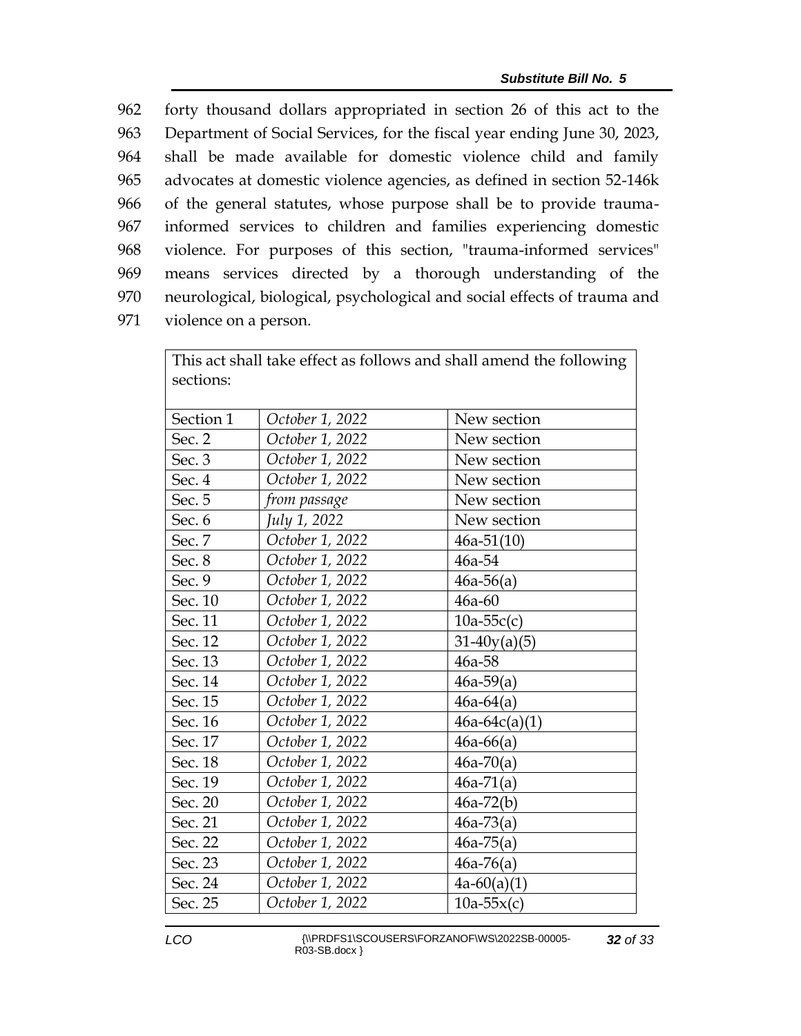962 forty thousand dollars appropriated in section 26 of this act to the
963 Department of Social Services, for the fiscal year ending June 30, 2023,
964 shall be made available for domestic violence child and family
965 advocates at domestic violence agencies, as defined in section 52-146k
966 of the general statutes, whose purpose shall be to provide trauma-
967 informed services to children and families experiencing domestic
968 violence. For purposes of this section, "trauma-informed services"
969 means services directed by a thorough understanding of the
970 neurological, biological, psychological and social effects of trauma and
971 violence on a person.

| This act shall take effect as follows and shall amend the following sections: | | |
|---|---|---|
| Section 1 | *October 1, 2022* | New section |
| Sec. 2 | *October 1, 2022* | New section |
| Sec. 3 | *October 1, 2022* | New section |
| Sec. 4 | *October 1, 2022* | New section |
| Sec. 5 | *from passage* | New section |
| Sec. 6 | *July 1, 2022* | New section |
| Sec. 7 | *October 1, 2022* | 46a-51(10) |
| Sec. 8 | *October 1, 2022* | 46a-54 |
| Sec. 9 | *October 1, 2022* | 46a-56(a) |
| Sec. 10 | *October 1, 2022* | 46a-60 |
| Sec. 11 | *October 1, 2022* | 10a-55c(c) |
| Sec. 12 | *October 1, 2022* | 31-40y(a)(5) |
| Sec. 13 | *October 1, 2022* | 46a-58 |
| Sec. 14 | *October 1, 2022* | 46a-59(a) |
| Sec. 15 | *October 1, 2022* | 46a-64(a) |
| Sec. 16 | *October 1, 2022* | 46a-64c(a)(1) |
| Sec. 17 | *October 1, 2022* | 46a-66(a) |
| Sec. 18 | *October 1, 2022* | 46a-70(a) |
| Sec. 19 | *October 1, 2022* | 46a-71(a) |
| Sec. 20 | *October 1, 2022* | 46a-72(b) |
| Sec. 21 | *October 1, 2022* | 46a-73(a) |
| Sec. 22 | *October 1, 2022* | 46a-75(a) |
| Sec. 23 | *October 1, 2022* | 46a-76(a) |
| Sec. 24 | *October 1, 2022* | 4a-60(a)(1) |
| Sec. 25 | *October 1, 2022* | 10a-55x(c) |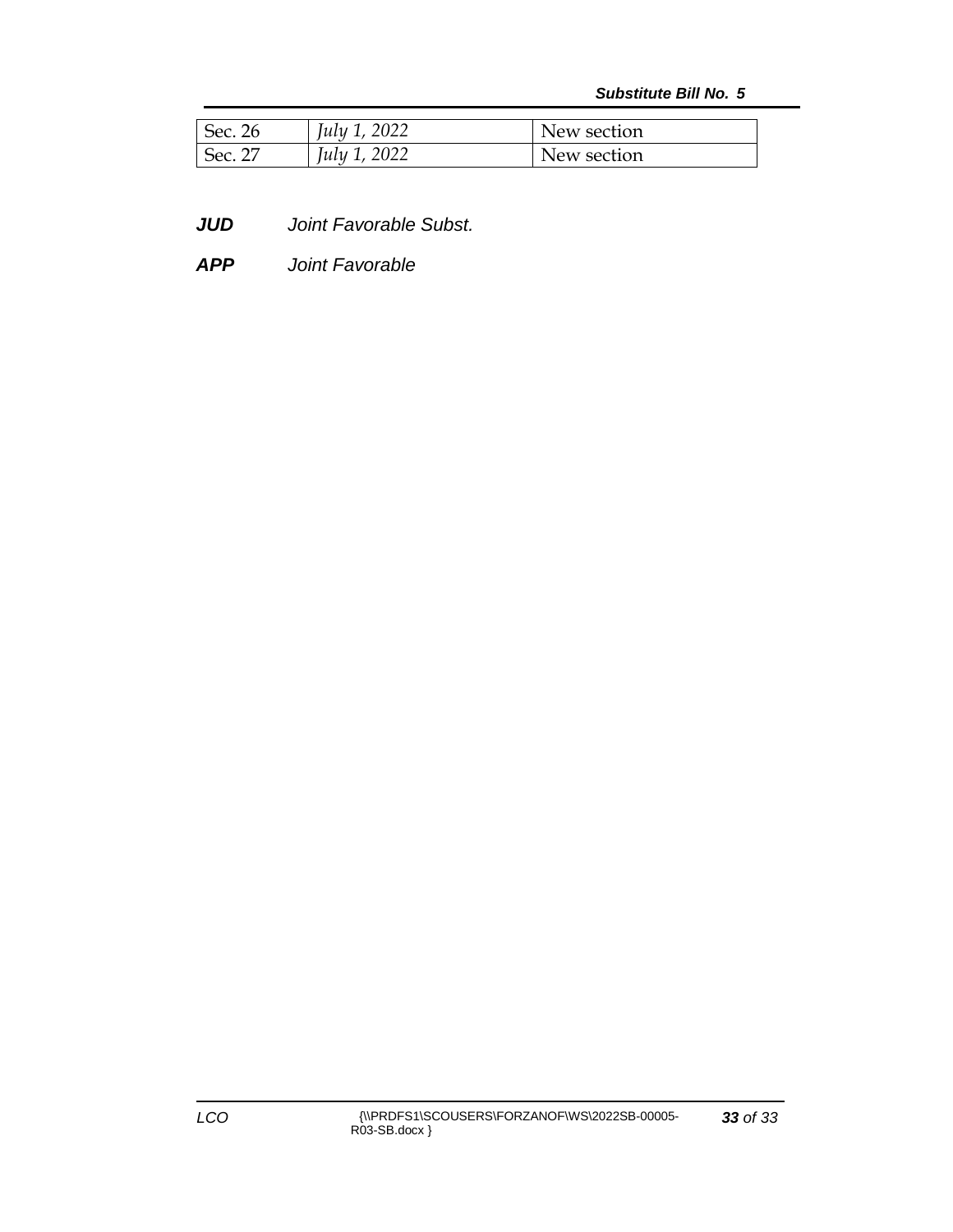| | | |
|---|---|---|
| Sec. 26 | *July 1, 2022* | New section |
| Sec. 27 | *July 1, 2022* | New section |

***JUD*** *Joint Favorable Subst.*

***APP*** *Joint Favorable*